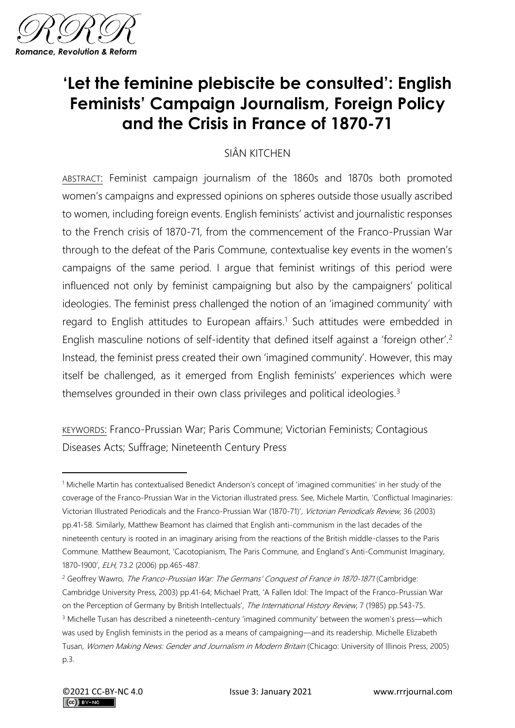# 'Let the feminine plebiscite be consulted': English Feminists' Campaign Journalism, Foreign Policy and the Crisis in France of 1870-71

SIÂN KITCHEN

ABSTRACT: Feminist campaign journalism of the 1860s and 1870s both promoted women's campaigns and expressed opinions on spheres outside those usually ascribed to women, including foreign events. English feminists' activist and journalistic responses to the French crisis of 1870-71, from the commencement of the Franco-Prussian War through to the defeat of the Paris Commune, contextualise key events in the women's campaigns of the same period. I argue that feminist writings of this period were influenced not only by feminist campaigning but also by the campaigners' political ideologies. The feminist press challenged the notion of an 'imagined community' with regard to English attitudes to European affairs.[1] Such attitudes were embedded in English masculine notions of self-identity that defined itself against a 'foreign other'.[2] Instead, the feminist press created their own 'imagined community'. However, this may itself be challenged, as it emerged from English feminists' experiences which were themselves grounded in their own class privileges and political ideologies.[3]

KEYWORDS: Franco-Prussian War; Paris Commune; Victorian Feminists; Contagious Diseases Acts; Suffrage; Nineteenth Century Press

---

[1] Michelle Martin has contextualised Benedict Anderson's concept of 'imagined communities' in her study of the coverage of the Franco-Prussian War in the Victorian illustrated press. See, Michele Martin, 'Conflictual Imaginaries: Victorian Illustrated Periodicals and the Franco-Prussian War (1870-71)', *Victorian Periodicals Review*, 36 (2003) pp.41-58. Similarly, Matthew Beamont has claimed that English anti-communism in the last decades of the nineteenth century is rooted in an imaginary arising from the reactions of the British middle-classes to the Paris Commune. Matthew Beaumont, 'Cacotopianism, The Paris Commune, and England's Anti-Communist Imaginary, 1870-1900', *ELH*, 73.2 (2006) pp.465-487.

[2] Geoffrey Wawro, *The Franco-Prussian War: The Germans' Conquest of France in 1870-1871* (Cambridge: Cambridge University Press, 2003) pp.41-64; Michael Pratt, 'A Fallen Idol: The Impact of the Franco-Prussian War on the Perception of Germany by British Intellectuals', *The International History Review*, 7 (1985) pp.543-75.

[3] Michelle Tusan has described a nineteenth-century 'imagined community' between the women's press—which was used by English feminists in the period as a means of campaigning—and its readership. Michelle Elizabeth Tusan, *Women Making News: Gender and Journalism in Modern Britain* (Chicago: University of Illinois Press, 2005) p.3.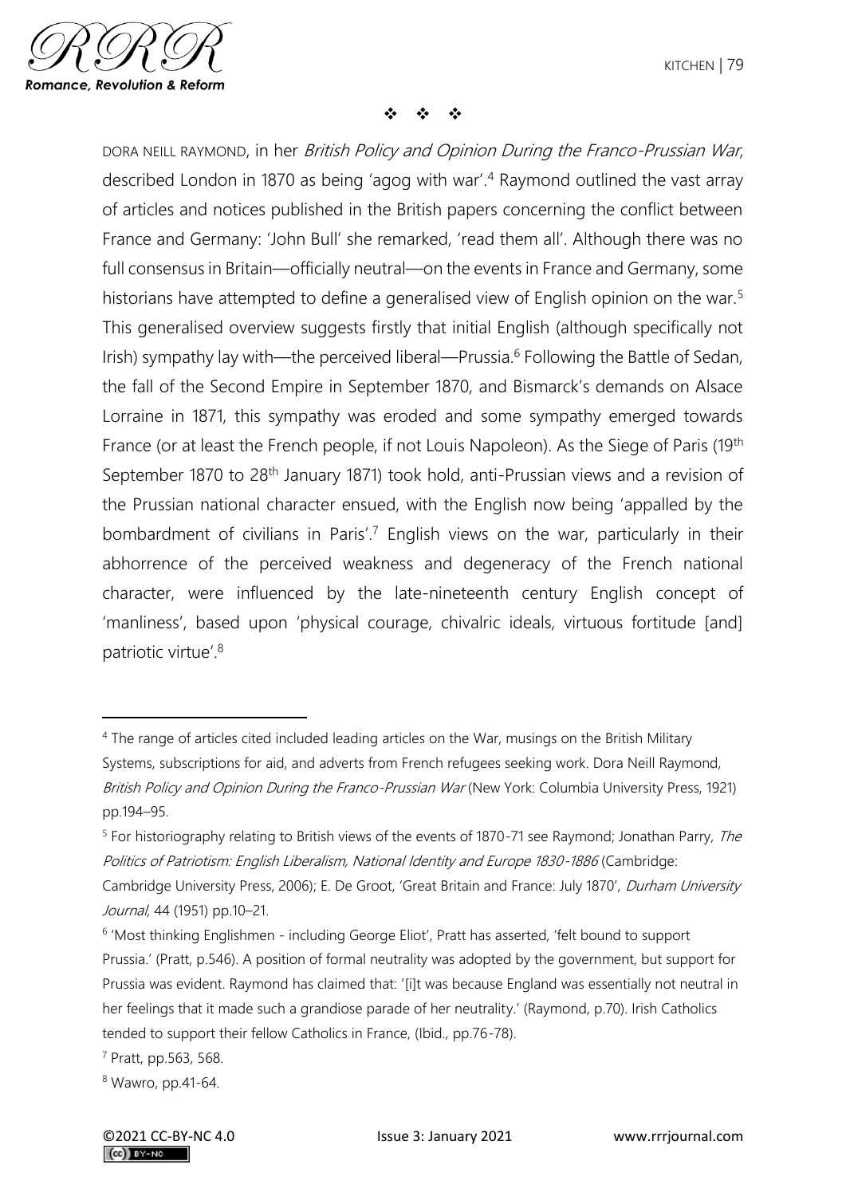❖ ❖ ❖

DORA NEILL RAYMOND, in her *British Policy and Opinion During the Franco-Prussian War*, described London in 1870 as being 'agog with war'.[4] Raymond outlined the vast array of articles and notices published in the British papers concerning the conflict between France and Germany: 'John Bull' she remarked, 'read them all'. Although there was no full consensus in Britain—officially neutral—on the events in France and Germany, some historians have attempted to define a generalised view of English opinion on the war.[5] This generalised overview suggests firstly that initial English (although specifically not Irish) sympathy lay with—the perceived liberal—Prussia.[6] Following the Battle of Sedan, the fall of the Second Empire in September 1870, and Bismarck's demands on Alsace Lorraine in 1871, this sympathy was eroded and some sympathy emerged towards France (or at least the French people, if not Louis Napoleon). As the Siege of Paris (19th September 1870 to 28th January 1871) took hold, anti-Prussian views and a revision of the Prussian national character ensued, with the English now being 'appalled by the bombardment of civilians in Paris'.[7] English views on the war, particularly in their abhorrence of the perceived weakness and degeneracy of the French national character, were influenced by the late-nineteenth century English concept of 'manliness', based upon 'physical courage, chivalric ideals, virtuous fortitude [and] patriotic virtue'.[8]

---

[4] The range of articles cited included leading articles on the War, musings on the British Military Systems, subscriptions for aid, and adverts from French refugees seeking work. Dora Neill Raymond, *British Policy and Opinion During the Franco-Prussian War* (New York: Columbia University Press, 1921) pp.194–95.

[5] For historiography relating to British views of the events of 1870-71 see Raymond; Jonathan Parry, *The Politics of Patriotism: English Liberalism, National Identity and Europe 1830-1886* (Cambridge: Cambridge University Press, 2006); E. De Groot, 'Great Britain and France: July 1870', *Durham University Journal*, 44 (1951) pp.10–21.

[6] 'Most thinking Englishmen - including George Eliot', Pratt has asserted, 'felt bound to support Prussia.' (Pratt, p.546). A position of formal neutrality was adopted by the government, but support for Prussia was evident. Raymond has claimed that: '[i]t was because England was essentially not neutral in her feelings that it made such a grandiose parade of her neutrality.' (Raymond, p.70). Irish Catholics tended to support their fellow Catholics in France, (Ibid., pp.76-78).

[7] Pratt, pp.563, 568.

[8] Wawro, pp.41-64.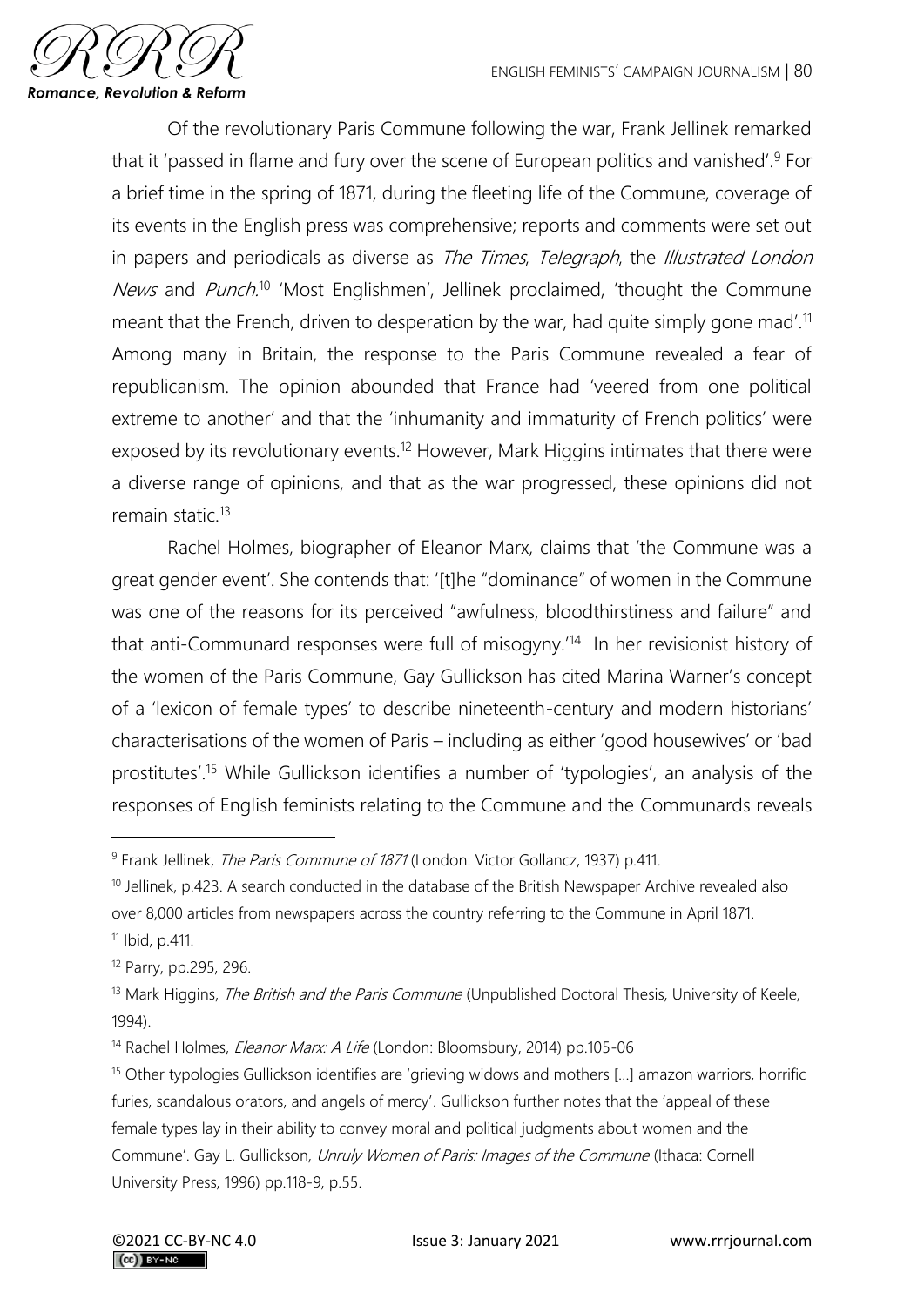Of the revolutionary Paris Commune following the war, Frank Jellinek remarked that it 'passed in flame and fury over the scene of European politics and vanished'.[9] For a brief time in the spring of 1871, during the fleeting life of the Commune, coverage of its events in the English press was comprehensive; reports and comments were set out in papers and periodicals as diverse as *The Times*, *Telegraph*, the *Illustrated London News* and *Punch*.[10] 'Most Englishmen', Jellinek proclaimed, 'thought the Commune meant that the French, driven to desperation by the war, had quite simply gone mad'.[11] Among many in Britain, the response to the Paris Commune revealed a fear of republicanism. The opinion abounded that France had 'veered from one political extreme to another' and that the 'inhumanity and immaturity of French politics' were exposed by its revolutionary events.[12] However, Mark Higgins intimates that there were a diverse range of opinions, and that as the war progressed, these opinions did not remain static.[13]

Rachel Holmes, biographer of Eleanor Marx, claims that 'the Commune was a great gender event'. She contends that: '[t]he "dominance" of women in the Commune was one of the reasons for its perceived "awfulness, bloodthirstiness and failure" and that anti-Communard responses were full of misogyny.'[14] In her revisionist history of the women of the Paris Commune, Gay Gullickson has cited Marina Warner's concept of a 'lexicon of female types' to describe nineteenth-century and modern historians' characterisations of the women of Paris – including as either 'good housewives' or 'bad prostitutes'.[15] While Gullickson identifies a number of 'typologies', an analysis of the responses of English feminists relating to the Commune and the Communards reveals

---

[9] Frank Jellinek, *The Paris Commune of 1871* (London: Victor Gollancz, 1937) p.411.

[10] Jellinek, p.423. A search conducted in the database of the British Newspaper Archive revealed also over 8,000 articles from newspapers across the country referring to the Commune in April 1871.

[11] Ibid, p.411.

[12] Parry, pp.295, 296.

[13] Mark Higgins, *The British and the Paris Commune* (Unpublished Doctoral Thesis, University of Keele, 1994).

[14] Rachel Holmes, *Eleanor Marx: A Life* (London: Bloomsbury, 2014) pp.105-06

[15] Other typologies Gullickson identifies are 'grieving widows and mothers […] amazon warriors, horrific furies, scandalous orators, and angels of mercy'. Gullickson further notes that the 'appeal of these female types lay in their ability to convey moral and political judgments about women and the Commune'. Gay L. Gullickson, *Unruly Women of Paris: Images of the Commune* (Ithaca: Cornell University Press, 1996) pp.118-9, p.55.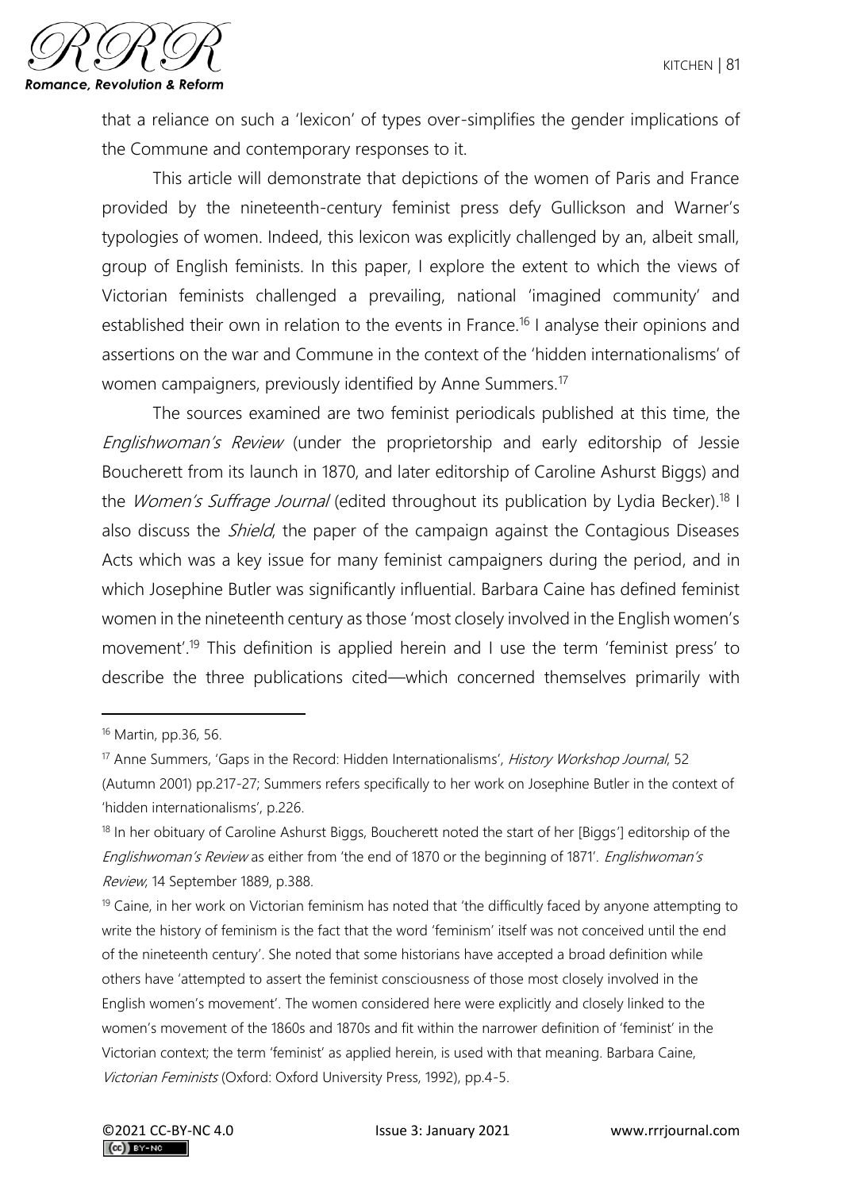that a reliance on such a 'lexicon' of types over-simplifies the gender implications of the Commune and contemporary responses to it.

This article will demonstrate that depictions of the women of Paris and France provided by the nineteenth-century feminist press defy Gullickson and Warner's typologies of women. Indeed, this lexicon was explicitly challenged by an, albeit small, group of English feminists. In this paper, I explore the extent to which the views of Victorian feminists challenged a prevailing, national 'imagined community' and established their own in relation to the events in France.[16] I analyse their opinions and assertions on the war and Commune in the context of the 'hidden internationalisms' of women campaigners, previously identified by Anne Summers.[17]

The sources examined are two feminist periodicals published at this time, the *Englishwoman's Review* (under the proprietorship and early editorship of Jessie Boucherett from its launch in 1870, and later editorship of Caroline Ashurst Biggs) and the *Women's Suffrage Journal* (edited throughout its publication by Lydia Becker).[18] I also discuss the *Shield*, the paper of the campaign against the Contagious Diseases Acts which was a key issue for many feminist campaigners during the period, and in which Josephine Butler was significantly influential. Barbara Caine has defined feminist women in the nineteenth century as those 'most closely involved in the English women's movement'.[19] This definition is applied herein and I use the term 'feminist press' to describe the three publications cited—which concerned themselves primarily with

---

[16] Martin, pp.36, 56.

[17] Anne Summers, 'Gaps in the Record: Hidden Internationalisms', *History Workshop Journal*, 52 (Autumn 2001) pp.217-27; Summers refers specifically to her work on Josephine Butler in the context of 'hidden internationalisms', p.226.

[18] In her obituary of Caroline Ashurst Biggs, Boucherett noted the start of her [Biggs'] editorship of the *Englishwoman's Review* as either from 'the end of 1870 or the beginning of 1871'. *Englishwoman's Review*, 14 September 1889, p.388.

[19] Caine, in her work on Victorian feminism has noted that 'the difficultly faced by anyone attempting to write the history of feminism is the fact that the word 'feminism' itself was not conceived until the end of the nineteenth century'. She noted that some historians have accepted a broad definition while others have 'attempted to assert the feminist consciousness of those most closely involved in the English women's movement'. The women considered here were explicitly and closely linked to the women's movement of the 1860s and 1870s and fit within the narrower definition of 'feminist' in the Victorian context; the term 'feminist' as applied herein, is used with that meaning. Barbara Caine, *Victorian Feminists* (Oxford: Oxford University Press, 1992), pp.4-5.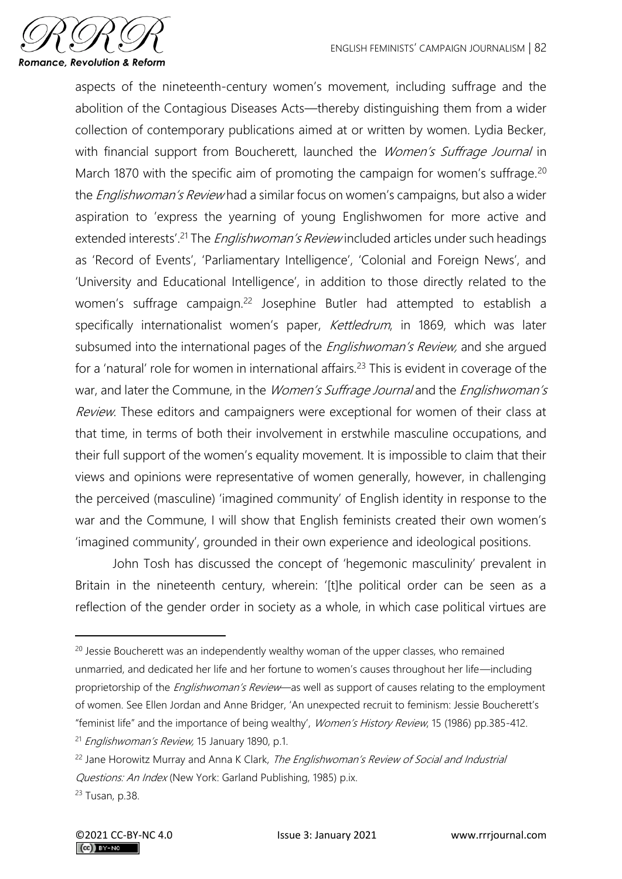aspects of the nineteenth-century women's movement, including suffrage and the abolition of the Contagious Diseases Acts—thereby distinguishing them from a wider collection of contemporary publications aimed at or written by women. Lydia Becker, with financial support from Boucherett, launched the *Women's Suffrage Journal* in March 1870 with the specific aim of promoting the campaign for women's suffrage.[20] the *Englishwoman's Review* had a similar focus on women's campaigns, but also a wider aspiration to 'express the yearning of young Englishwomen for more active and extended interests'.[21] The *Englishwoman's Review* included articles under such headings as 'Record of Events', 'Parliamentary Intelligence', 'Colonial and Foreign News', and 'University and Educational Intelligence', in addition to those directly related to the women's suffrage campaign.[22] Josephine Butler had attempted to establish a specifically internationalist women's paper, *Kettledrum*, in 1869, which was later subsumed into the international pages of the *Englishwoman's Review,* and she argued for a 'natural' role for women in international affairs.[23] This is evident in coverage of the war, and later the Commune, in the *Women's Suffrage Journal* and the *Englishwoman's Review*. These editors and campaigners were exceptional for women of their class at that time, in terms of both their involvement in erstwhile masculine occupations, and their full support of the women's equality movement. It is impossible to claim that their views and opinions were representative of women generally, however, in challenging the perceived (masculine) 'imagined community' of English identity in response to the war and the Commune, I will show that English feminists created their own women's 'imagined community', grounded in their own experience and ideological positions.

John Tosh has discussed the concept of 'hegemonic masculinity' prevalent in Britain in the nineteenth century, wherein: '[t]he political order can be seen as a reflection of the gender order in society as a whole, in which case political virtues are

---

[20] Jessie Boucherett was an independently wealthy woman of the upper classes, who remained unmarried, and dedicated her life and her fortune to women's causes throughout her life—including proprietorship of the *Englishwoman's Review*—as well as support of causes relating to the employment of women. See Ellen Jordan and Anne Bridger, 'An unexpected recruit to feminism: Jessie Boucherett's "feminist life" and the importance of being wealthy', *Women's History Review*, 15 (1986) pp.385-412.

[21] *Englishwoman's Review,* 15 January 1890, p.1.

[22] Jane Horowitz Murray and Anna K Clark, *The Englishwoman's Review of Social and Industrial Questions: An Index* (New York: Garland Publishing, 1985) p.ix.

[23] Tusan, p.38.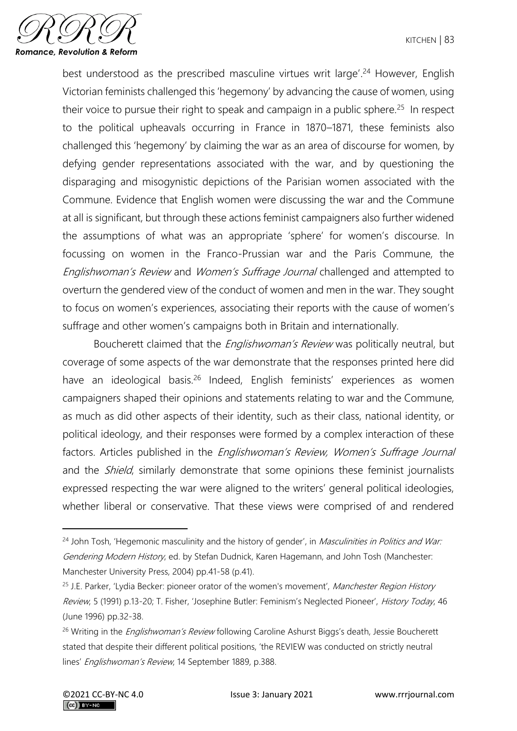best understood as the prescribed masculine virtues writ large'.[24] However, English Victorian feminists challenged this 'hegemony' by advancing the cause of women, using their voice to pursue their right to speak and campaign in a public sphere.[25] In respect to the political upheavals occurring in France in 1870–1871, these feminists also challenged this 'hegemony' by claiming the war as an area of discourse for women, by defying gender representations associated with the war, and by questioning the disparaging and misogynistic depictions of the Parisian women associated with the Commune. Evidence that English women were discussing the war and the Commune at all is significant, but through these actions feminist campaigners also further widened the assumptions of what was an appropriate 'sphere' for women's discourse. In focussing on women in the Franco-Prussian war and the Paris Commune, the *Englishwoman's Review* and *Women's Suffrage Journal* challenged and attempted to overturn the gendered view of the conduct of women and men in the war. They sought to focus on women's experiences, associating their reports with the cause of women's suffrage and other women's campaigns both in Britain and internationally.

Boucherett claimed that the *Englishwoman's Review* was politically neutral, but coverage of some aspects of the war demonstrate that the responses printed here did have an ideological basis.[26] Indeed, English feminists' experiences as women campaigners shaped their opinions and statements relating to war and the Commune, as much as did other aspects of their identity, such as their class, national identity, or political ideology, and their responses were formed by a complex interaction of these factors. Articles published in the *Englishwoman's Review, Women's Suffrage Journal* and the *Shield*, similarly demonstrate that some opinions these feminist journalists expressed respecting the war were aligned to the writers' general political ideologies, whether liberal or conservative. That these views were comprised of and rendered

[24] John Tosh, 'Hegemonic masculinity and the history of gender', in *Masculinities in Politics and War: Gendering Modern History*, ed. by Stefan Dudnick, Karen Hagemann, and John Tosh (Manchester: Manchester University Press, 2004) pp.41-58 (p.41).

[25] J.E. Parker, 'Lydia Becker: pioneer orator of the women's movement', *Manchester Region History Review*, 5 (1991) p.13-20; T. Fisher, 'Josephine Butler: Feminism's Neglected Pioneer', *History Today*, 46 (June 1996) pp.32-38.

[26] Writing in the *Englishwoman's Review* following Caroline Ashurst Biggs's death, Jessie Boucherett stated that despite their different political positions, 'the REVIEW was conducted on strictly neutral lines' *Englishwoman's Review*, 14 September 1889, p.388.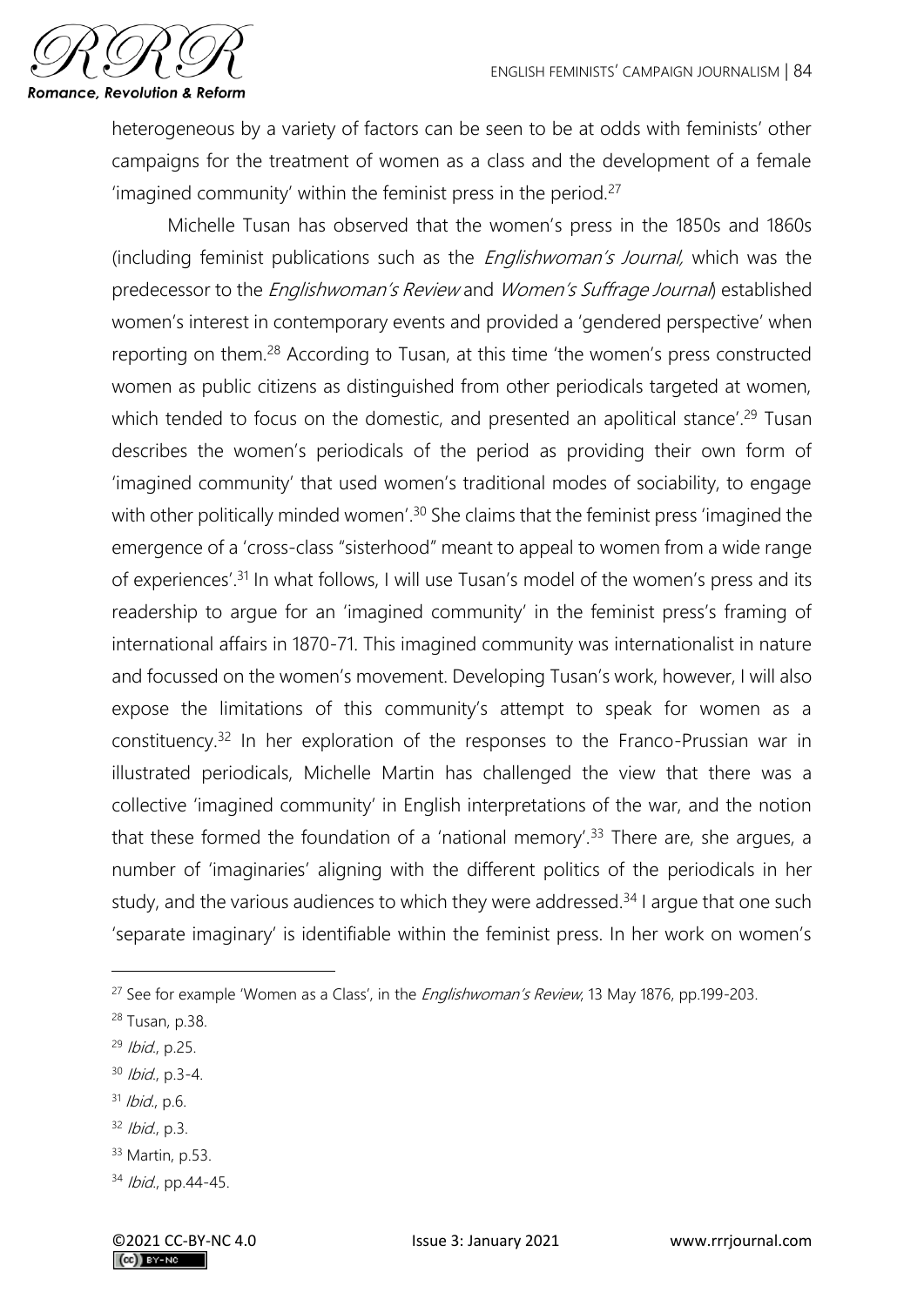heterogeneous by a variety of factors can be seen to be at odds with feminists' other campaigns for the treatment of women as a class and the development of a female 'imagined community' within the feminist press in the period.[27]

Michelle Tusan has observed that the women's press in the 1850s and 1860s (including feminist publications such as the *Englishwoman's Journal,* which was the predecessor to the *Englishwoman's Review* and *Women's Suffrage Journal*) established women's interest in contemporary events and provided a 'gendered perspective' when reporting on them.[28] According to Tusan, at this time 'the women's press constructed women as public citizens as distinguished from other periodicals targeted at women, which tended to focus on the domestic, and presented an apolitical stance'.[29] Tusan describes the women's periodicals of the period as providing their own form of 'imagined community' that used women's traditional modes of sociability, to engage with other politically minded women'.[30] She claims that the feminist press 'imagined the emergence of a 'cross-class "sisterhood" meant to appeal to women from a wide range of experiences'.[31] In what follows, I will use Tusan's model of the women's press and its readership to argue for an 'imagined community' in the feminist press's framing of international affairs in 1870-71. This imagined community was internationalist in nature and focussed on the women's movement. Developing Tusan's work, however, I will also expose the limitations of this community's attempt to speak for women as a constituency.[32] In her exploration of the responses to the Franco-Prussian war in illustrated periodicals, Michelle Martin has challenged the view that there was a collective 'imagined community' in English interpretations of the war, and the notion that these formed the foundation of a 'national memory'.[33] There are, she argues, a number of 'imaginaries' aligning with the different politics of the periodicals in her study, and the various audiences to which they were addressed.[34] I argue that one such 'separate imaginary' is identifiable within the feminist press. In her work on women's

[27] See for example 'Women as a Class', in the *Englishwoman's Review*, 13 May 1876, pp.199-203.

[28] Tusan, p.38.

[29] *Ibid.*, p.25.

[30] *Ibid.*, p.3-4.

[31] *Ibid.*, p.6.

[32] *Ibid.*, p.3.

[33] Martin, p.53.

[34] *Ibid.*, pp.44-45.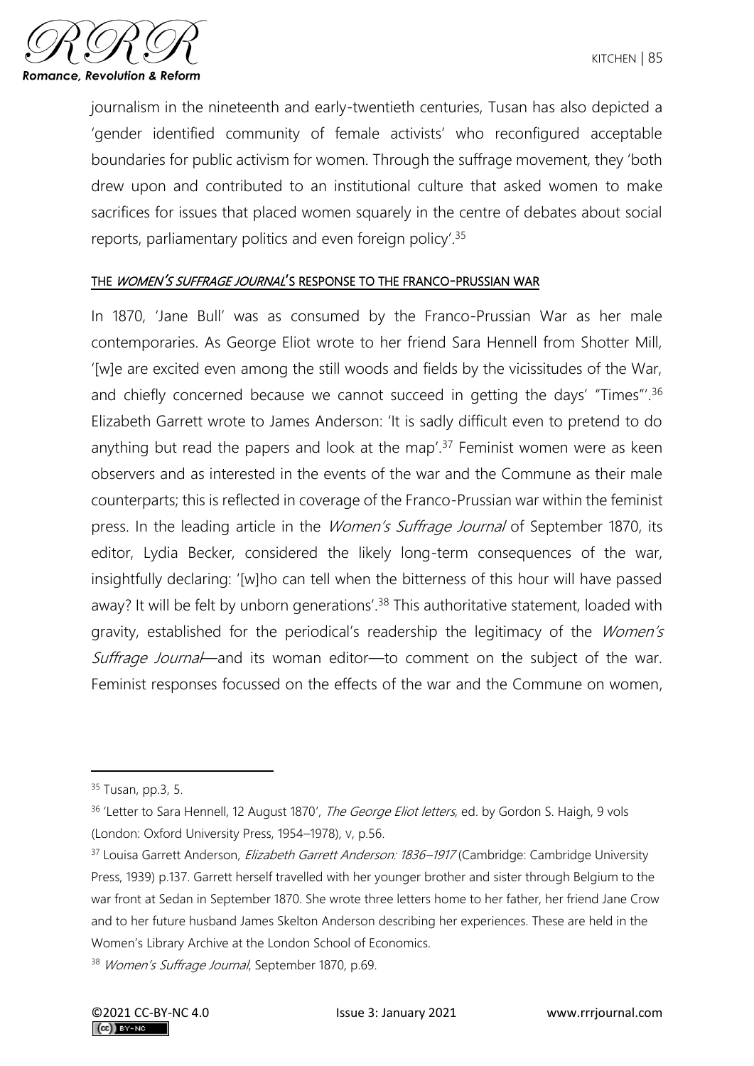journalism in the nineteenth and early-twentieth centuries, Tusan has also depicted a 'gender identified community of female activists' who reconfigured acceptable boundaries for public activism for women. Through the suffrage movement, they 'both drew upon and contributed to an institutional culture that asked women to make sacrifices for issues that placed women squarely in the centre of debates about social reports, parliamentary politics and even foreign policy'.[35]

## THE *WOMEN'S SUFFRAGE JOURNAL*'S RESPONSE TO THE FRANCO-PRUSSIAN WAR

In 1870, 'Jane Bull' was as consumed by the Franco-Prussian War as her male contemporaries. As George Eliot wrote to her friend Sara Hennell from Shotter Mill, '[w]e are excited even among the still woods and fields by the vicissitudes of the War, and chiefly concerned because we cannot succeed in getting the days' "Times"'.[36] Elizabeth Garrett wrote to James Anderson: 'It is sadly difficult even to pretend to do anything but read the papers and look at the map'.[37] Feminist women were as keen observers and as interested in the events of the war and the Commune as their male counterparts; this is reflected in coverage of the Franco-Prussian war within the feminist press. In the leading article in the *Women's Suffrage Journal* of September 1870, its editor, Lydia Becker, considered the likely long-term consequences of the war, insightfully declaring: '[w]ho can tell when the bitterness of this hour will have passed away? It will be felt by unborn generations'.[38] This authoritative statement, loaded with gravity, established for the periodical's readership the legitimacy of the *Women's Suffrage Journal*—and its woman editor—to comment on the subject of the war. Feminist responses focussed on the effects of the war and the Commune on women,

---

[35] Tusan, pp.3, 5.

[36] 'Letter to Sara Hennell, 12 August 1870', *The George Eliot letters*, ed. by Gordon S. Haigh, 9 vols (London: Oxford University Press, 1954–1978), v, p.56.

[37] Louisa Garrett Anderson, *Elizabeth Garrett Anderson: 1836–1917* (Cambridge: Cambridge University Press, 1939) p.137. Garrett herself travelled with her younger brother and sister through Belgium to the war front at Sedan in September 1870. She wrote three letters home to her father, her friend Jane Crow and to her future husband James Skelton Anderson describing her experiences. These are held in the Women's Library Archive at the London School of Economics.

[38] *Women's Suffrage Journal*, September 1870, p.69.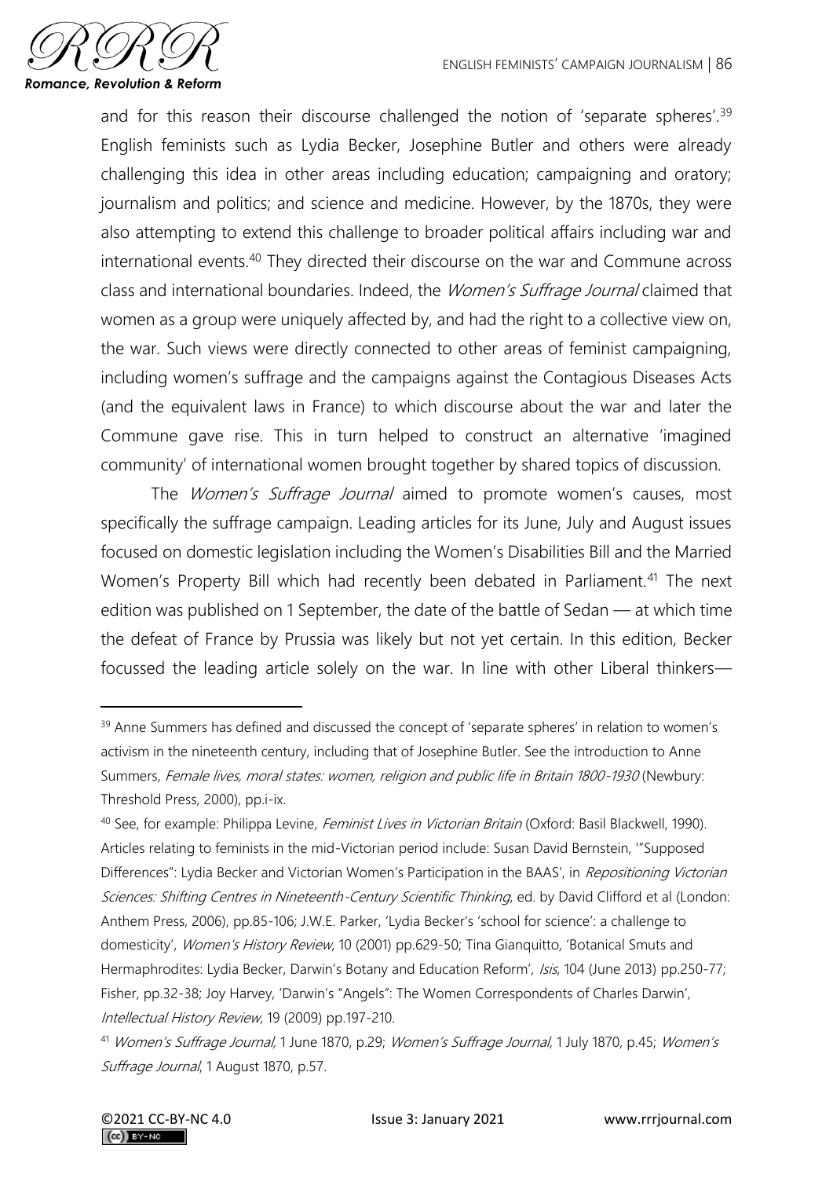and for this reason their discourse challenged the notion of 'separate spheres'.[39] English feminists such as Lydia Becker, Josephine Butler and others were already challenging this idea in other areas including education; campaigning and oratory; journalism and politics; and science and medicine. However, by the 1870s, they were also attempting to extend this challenge to broader political affairs including war and international events.[40] They directed their discourse on the war and Commune across class and international boundaries. Indeed, the *Women's Suffrage Journal* claimed that women as a group were uniquely affected by, and had the right to a collective view on, the war. Such views were directly connected to other areas of feminist campaigning, including women's suffrage and the campaigns against the Contagious Diseases Acts (and the equivalent laws in France) to which discourse about the war and later the Commune gave rise. This in turn helped to construct an alternative 'imagined community' of international women brought together by shared topics of discussion.

The *Women's Suffrage Journal* aimed to promote women's causes, most specifically the suffrage campaign. Leading articles for its June, July and August issues focused on domestic legislation including the Women's Disabilities Bill and the Married Women's Property Bill which had recently been debated in Parliament.[41] The next edition was published on 1 September, the date of the battle of Sedan — at which time the defeat of France by Prussia was likely but not yet certain. In this edition, Becker focussed the leading article solely on the war. In line with other Liberal thinkers—

---

[39] Anne Summers has defined and discussed the concept of 'separate spheres' in relation to women's activism in the nineteenth century, including that of Josephine Butler. See the introduction to Anne Summers, *Female lives, moral states: women, religion and public life in Britain 1800-1930* (Newbury: Threshold Press, 2000), pp.i-ix.

[40] See, for example: Philippa Levine, *Feminist Lives in Victorian Britain* (Oxford: Basil Blackwell, 1990). Articles relating to feminists in the mid-Victorian period include: Susan David Bernstein, '"Supposed Differences": Lydia Becker and Victorian Women's Participation in the BAAS', in *Repositioning Victorian Sciences: Shifting Centres in Nineteenth-Century Scientific Thinking*, ed. by David Clifford et al (London: Anthem Press, 2006), pp.85-106; J.W.E. Parker, 'Lydia Becker's 'school for science': a challenge to domesticity', *Women's History Review*, 10 (2001) pp.629-50; Tina Gianquitto, 'Botanical Smuts and Hermaphrodites: Lydia Becker, Darwin's Botany and Education Reform', *Isis*, 104 (June 2013) pp.250-77; Fisher, pp.32-38; Joy Harvey, 'Darwin's "Angels": The Women Correspondents of Charles Darwin', *Intellectual History Review*, 19 (2009) pp.197-210.

[41] *Women's Suffrage Journal,* 1 June 1870, p.29; *Women's Suffrage Journal*, 1 July 1870, p.45; *Women's Suffrage Journal*, 1 August 1870, p.57.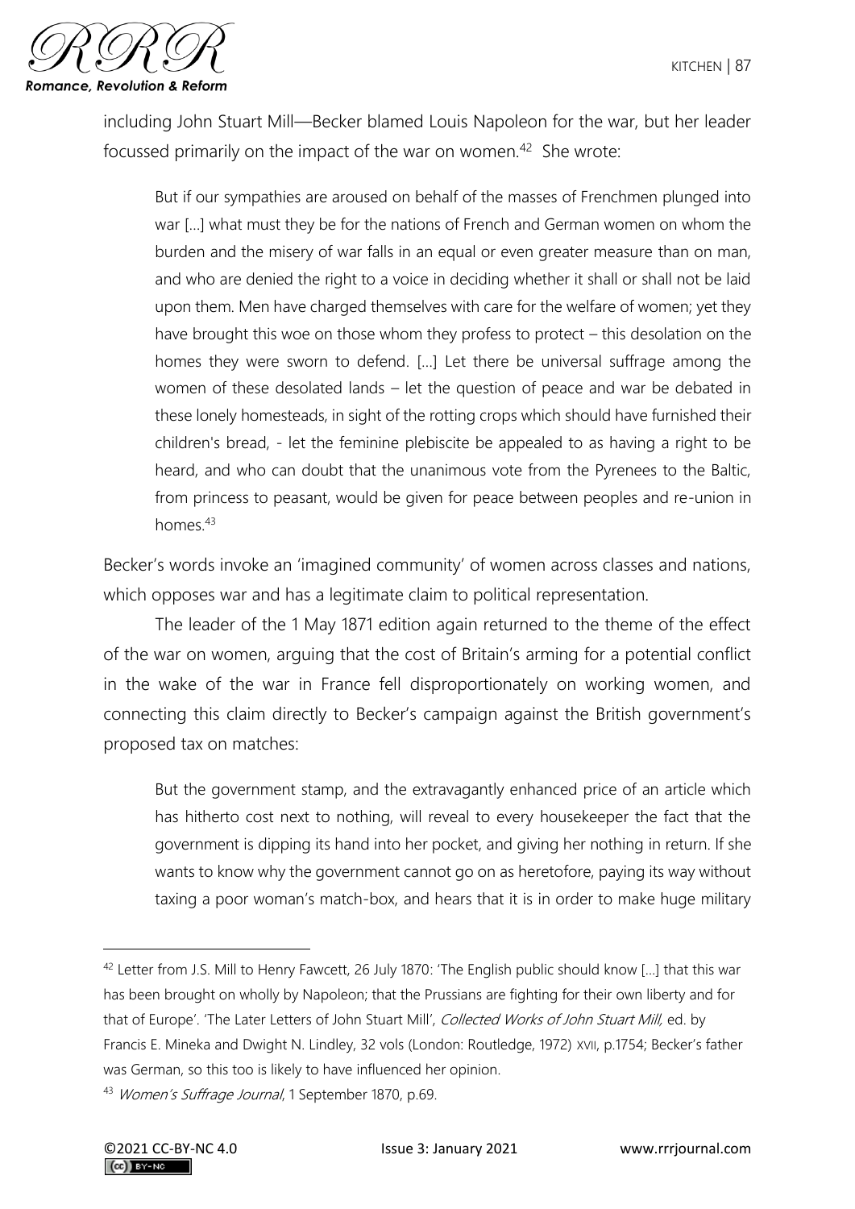including John Stuart Mill—Becker blamed Louis Napoleon for the war, but her leader focussed primarily on the impact of the war on women.[42] She wrote:

> But if our sympathies are aroused on behalf of the masses of Frenchmen plunged into war […] what must they be for the nations of French and German women on whom the burden and the misery of war falls in an equal or even greater measure than on man, and who are denied the right to a voice in deciding whether it shall or shall not be laid upon them. Men have charged themselves with care for the welfare of women; yet they have brought this woe on those whom they profess to protect – this desolation on the homes they were sworn to defend. […] Let there be universal suffrage among the women of these desolated lands – let the question of peace and war be debated in these lonely homesteads, in sight of the rotting crops which should have furnished their children's bread, - let the feminine plebiscite be appealed to as having a right to be heard, and who can doubt that the unanimous vote from the Pyrenees to the Baltic, from princess to peasant, would be given for peace between peoples and re-union in homes.[43]

Becker's words invoke an 'imagined community' of women across classes and nations, which opposes war and has a legitimate claim to political representation.

The leader of the 1 May 1871 edition again returned to the theme of the effect of the war on women, arguing that the cost of Britain's arming for a potential conflict in the wake of the war in France fell disproportionately on working women, and connecting this claim directly to Becker's campaign against the British government's proposed tax on matches:

> But the government stamp, and the extravagantly enhanced price of an article which has hitherto cost next to nothing, will reveal to every housekeeper the fact that the government is dipping its hand into her pocket, and giving her nothing in return. If she wants to know why the government cannot go on as heretofore, paying its way without taxing a poor woman's match-box, and hears that it is in order to make huge military

---

[42] Letter from J.S. Mill to Henry Fawcett, 26 July 1870: 'The English public should know […] that this war has been brought on wholly by Napoleon; that the Prussians are fighting for their own liberty and for that of Europe'. 'The Later Letters of John Stuart Mill', *Collected Works of John Stuart Mill*, ed. by Francis E. Mineka and Dwight N. Lindley, 32 vols (London: Routledge, 1972) XVII, p.1754; Becker's father was German, so this too is likely to have influenced her opinion.

[43] *Women's Suffrage Journal*, 1 September 1870, p.69.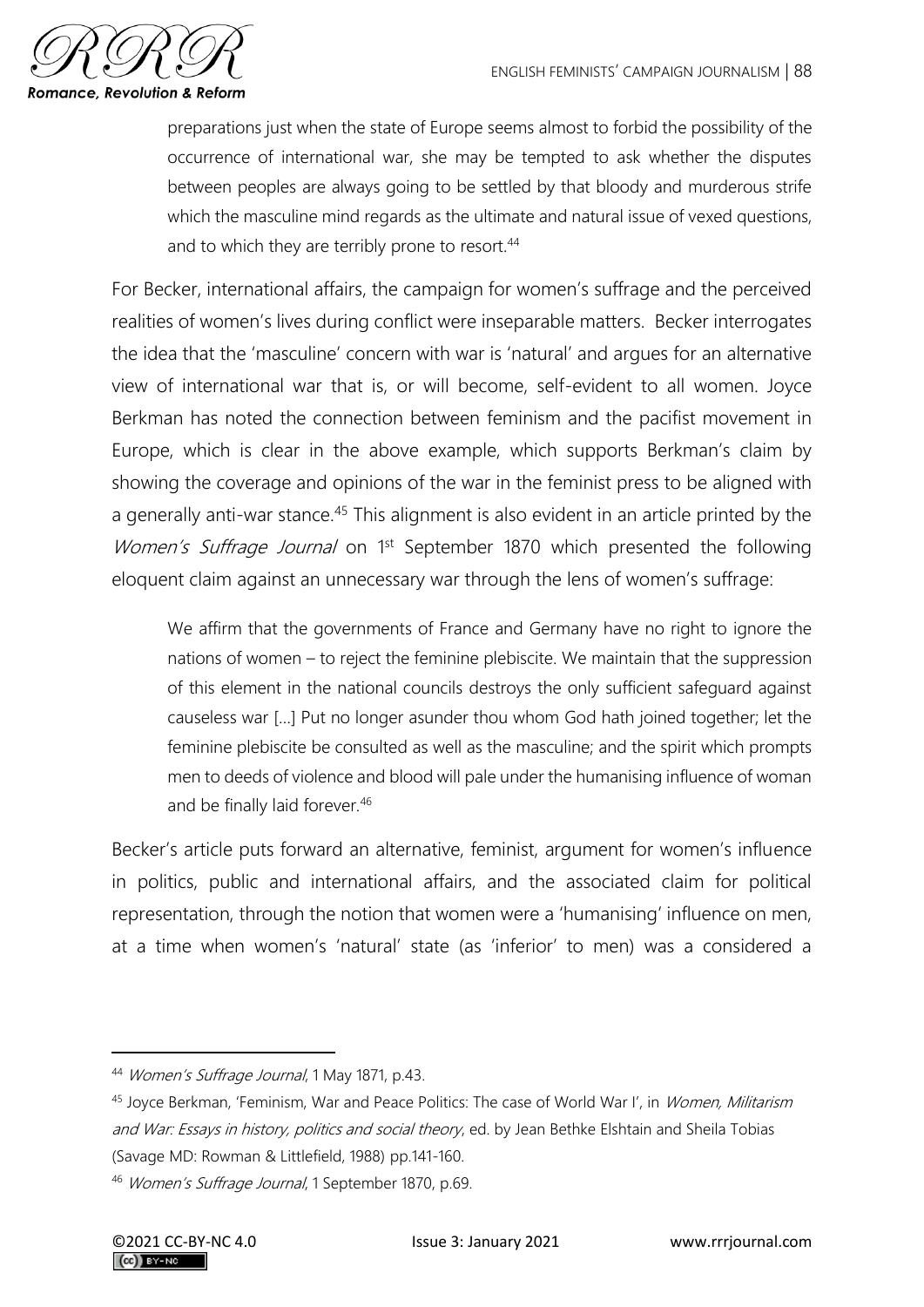> preparations just when the state of Europe seems almost to forbid the possibility of the occurrence of international war, she may be tempted to ask whether the disputes between peoples are always going to be settled by that bloody and murderous strife which the masculine mind regards as the ultimate and natural issue of vexed questions, and to which they are terribly prone to resort.[44]

For Becker, international affairs, the campaign for women's suffrage and the perceived realities of women's lives during conflict were inseparable matters. Becker interrogates the idea that the 'masculine' concern with war is 'natural' and argues for an alternative view of international war that is, or will become, self-evident to all women. Joyce Berkman has noted the connection between feminism and the pacifist movement in Europe, which is clear in the above example, which supports Berkman's claim by showing the coverage and opinions of the war in the feminist press to be aligned with a generally anti-war stance.[45] This alignment is also evident in an article printed by the *Women's Suffrage Journal* on 1st September 1870 which presented the following eloquent claim against an unnecessary war through the lens of women's suffrage:

> We affirm that the governments of France and Germany have no right to ignore the nations of women – to reject the feminine plebiscite. We maintain that the suppression of this element in the national councils destroys the only sufficient safeguard against causeless war [...] Put no longer asunder thou whom God hath joined together; let the feminine plebiscite be consulted as well as the masculine; and the spirit which prompts men to deeds of violence and blood will pale under the humanising influence of woman and be finally laid forever.[46]

Becker's article puts forward an alternative, feminist, argument for women's influence in politics, public and international affairs, and the associated claim for political representation, through the notion that women were a 'humanising' influence on men, at a time when women's 'natural' state (as 'inferior' to men) was a considered a

---

[44] *Women's Suffrage Journal*, 1 May 1871, p.43.

[45] Joyce Berkman, 'Feminism, War and Peace Politics: The case of World War I', in *Women, Militarism and War: Essays in history, politics and social theory*, ed. by Jean Bethke Elshtain and Sheila Tobias (Savage MD: Rowman & Littlefield, 1988) pp.141-160.

[46] *Women's Suffrage Journal*, 1 September 1870, p.69.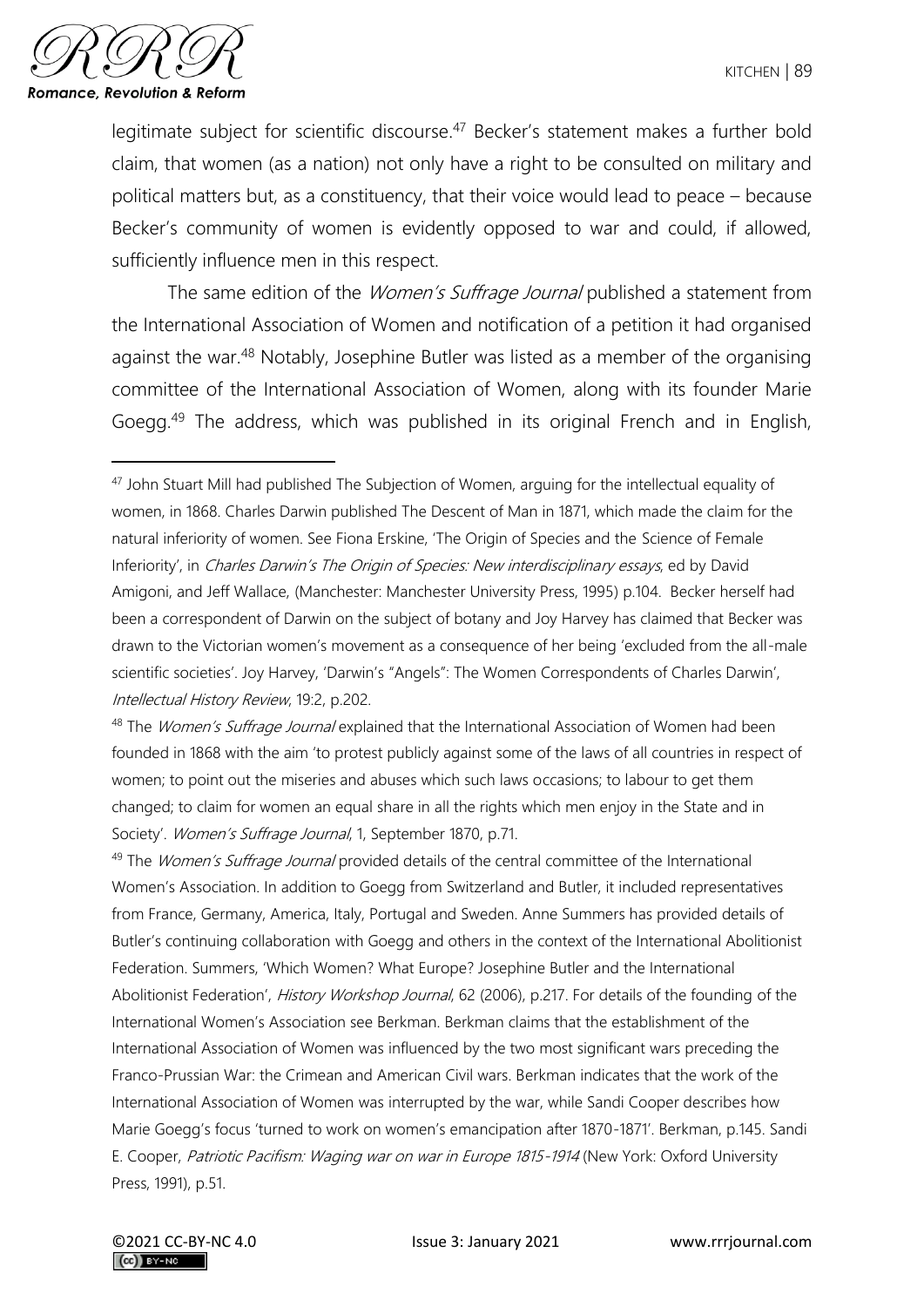legitimate subject for scientific discourse.[47] Becker's statement makes a further bold claim, that women (as a nation) not only have a right to be consulted on military and political matters but, as a constituency, that their voice would lead to peace – because Becker's community of women is evidently opposed to war and could, if allowed, sufficiently influence men in this respect.

The same edition of the *Women's Suffrage Journal* published a statement from the International Association of Women and notification of a petition it had organised against the war.[48] Notably, Josephine Butler was listed as a member of the organising committee of the International Association of Women, along with its founder Marie Goegg.[49] The address, which was published in its original French and in English,

---

[47] John Stuart Mill had published The Subjection of Women, arguing for the intellectual equality of women, in 1868. Charles Darwin published The Descent of Man in 1871, which made the claim for the natural inferiority of women. See Fiona Erskine, 'The Origin of Species and the Science of Female Inferiority', in *Charles Darwin's The Origin of Species: New interdisciplinary essays*, ed by David Amigoni, and Jeff Wallace, (Manchester: Manchester University Press, 1995) p.104. Becker herself had been a correspondent of Darwin on the subject of botany and Joy Harvey has claimed that Becker was drawn to the Victorian women's movement as a consequence of her being 'excluded from the all-male scientific societies'. Joy Harvey, 'Darwin's "Angels": The Women Correspondents of Charles Darwin', *Intellectual History Review*, 19:2, p.202.

[48] The *Women's Suffrage Journal* explained that the International Association of Women had been founded in 1868 with the aim 'to protest publicly against some of the laws of all countries in respect of women; to point out the miseries and abuses which such laws occasions; to labour to get them changed; to claim for women an equal share in all the rights which men enjoy in the State and in Society'. *Women's Suffrage Journal*, 1, September 1870, p.71.

[49] The *Women's Suffrage Journal* provided details of the central committee of the International Women's Association. In addition to Goegg from Switzerland and Butler, it included representatives from France, Germany, America, Italy, Portugal and Sweden. Anne Summers has provided details of Butler's continuing collaboration with Goegg and others in the context of the International Abolitionist Federation. Summers, 'Which Women? What Europe? Josephine Butler and the International Abolitionist Federation', *History Workshop Journal*, 62 (2006), p.217. For details of the founding of the International Women's Association see Berkman. Berkman claims that the establishment of the International Association of Women was influenced by the two most significant wars preceding the Franco-Prussian War: the Crimean and American Civil wars. Berkman indicates that the work of the International Association of Women was interrupted by the war, while Sandi Cooper describes how Marie Goegg's focus 'turned to work on women's emancipation after 1870-1871'. Berkman, p.145. Sandi E. Cooper, *Patriotic Pacifism: Waging war on war in Europe 1815-1914* (New York: Oxford University Press, 1991), p.51.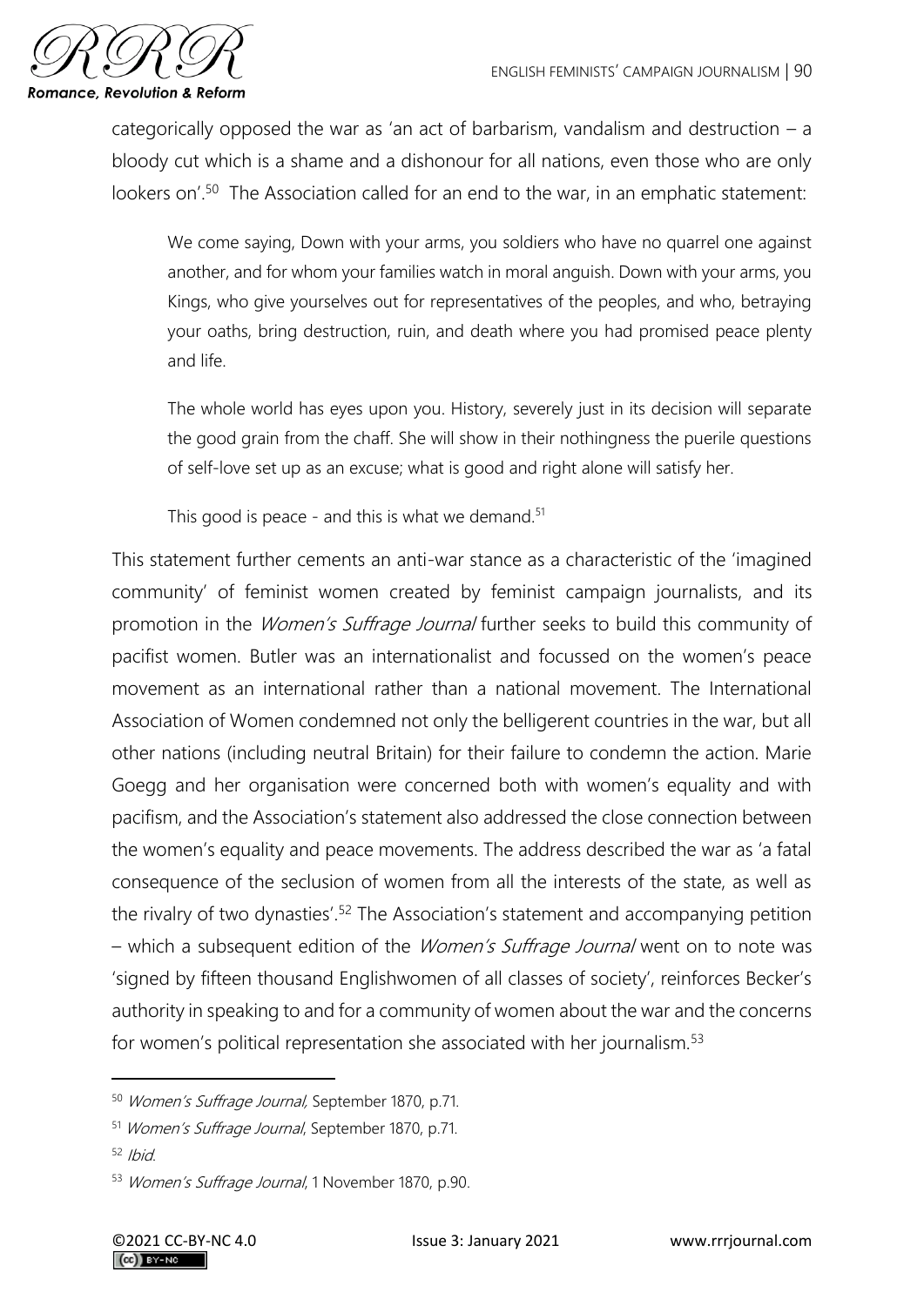categorically opposed the war as 'an act of barbarism, vandalism and destruction – a bloody cut which is a shame and a dishonour for all nations, even those who are only lookers on'.[50] The Association called for an end to the war, in an emphatic statement:

> We come saying, Down with your arms, you soldiers who have no quarrel one against another, and for whom your families watch in moral anguish. Down with your arms, you Kings, who give yourselves out for representatives of the peoples, and who, betraying your oaths, bring destruction, ruin, and death where you had promised peace plenty and life.
>
> The whole world has eyes upon you. History, severely just in its decision will separate the good grain from the chaff. She will show in their nothingness the puerile questions of self-love set up as an excuse; what is good and right alone will satisfy her.
>
> This good is peace - and this is what we demand.[51]

This statement further cements an anti-war stance as a characteristic of the 'imagined community' of feminist women created by feminist campaign journalists, and its promotion in the *Women's Suffrage Journal* further seeks to build this community of pacifist women. Butler was an internationalist and focussed on the women's peace movement as an international rather than a national movement. The International Association of Women condemned not only the belligerent countries in the war, but all other nations (including neutral Britain) for their failure to condemn the action. Marie Goegg and her organisation were concerned both with women's equality and with pacifism, and the Association's statement also addressed the close connection between the women's equality and peace movements. The address described the war as 'a fatal consequence of the seclusion of women from all the interests of the state, as well as the rivalry of two dynasties'.[52] The Association's statement and accompanying petition – which a subsequent edition of the *Women's Suffrage Journal* went on to note was 'signed by fifteen thousand Englishwomen of all classes of society', reinforces Becker's authority in speaking to and for a community of women about the war and the concerns for women's political representation she associated with her journalism.[53]

---

[50] *Women's Suffrage Journal,* September 1870, p.71.

[51] *Women's Suffrage Journal*, September 1870, p.71.

[52] *Ibid.*

[53] *Women's Suffrage Journal*, 1 November 1870, p.90.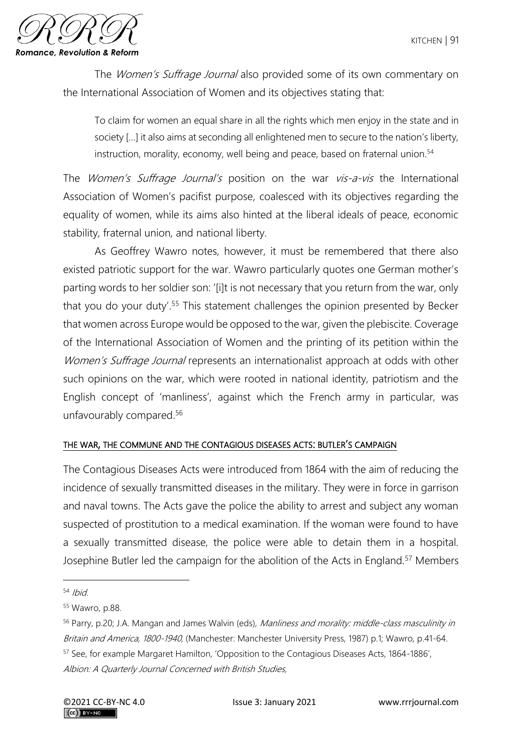The *Women's Suffrage Journal* also provided some of its own commentary on the International Association of Women and its objectives stating that:

> To claim for women an equal share in all the rights which men enjoy in the state and in society […] it also aims at seconding all enlightened men to secure to the nation's liberty, instruction, morality, economy, well being and peace, based on fraternal union.[54]

The *Women's Suffrage Journal's* position on the war *vis-a-vis* the International Association of Women's pacifist purpose, coalesced with its objectives regarding the equality of women, while its aims also hinted at the liberal ideals of peace, economic stability, fraternal union, and national liberty.

As Geoffrey Wawro notes, however, it must be remembered that there also existed patriotic support for the war. Wawro particularly quotes one German mother's parting words to her soldier son: '[i]t is not necessary that you return from the war, only that you do your duty'.[55] This statement challenges the opinion presented by Becker that women across Europe would be opposed to the war, given the plebiscite. Coverage of the International Association of Women and the printing of its petition within the *Women's Suffrage Journal* represents an internationalist approach at odds with other such opinions on the war, which were rooted in national identity, patriotism and the English concept of 'manliness', against which the French army in particular, was unfavourably compared.[56]

## THE WAR, THE COMMUNE AND THE CONTAGIOUS DISEASES ACTS: BUTLER'S CAMPAIGN

The Contagious Diseases Acts were introduced from 1864 with the aim of reducing the incidence of sexually transmitted diseases in the military. They were in force in garrison and naval towns. The Acts gave the police the ability to arrest and subject any woman suspected of prostitution to a medical examination. If the woman were found to have a sexually transmitted disease, the police were able to detain them in a hospital. Josephine Butler led the campaign for the abolition of the Acts in England.[57] Members

---

[54] *Ibid.*

[55] Wawro, p.88.

[56] Parry, p.20; J.A. Mangan and James Walvin (eds), *Manliness and morality: middle-class masculinity in Britain and America, 1800-1940*, (Manchester: Manchester University Press, 1987) p.1; Wawro, p.41-64.

[57] See, for example Margaret Hamilton, 'Opposition to the Contagious Diseases Acts, 1864-1886', *Albion: A Quarterly Journal Concerned with British Studies,*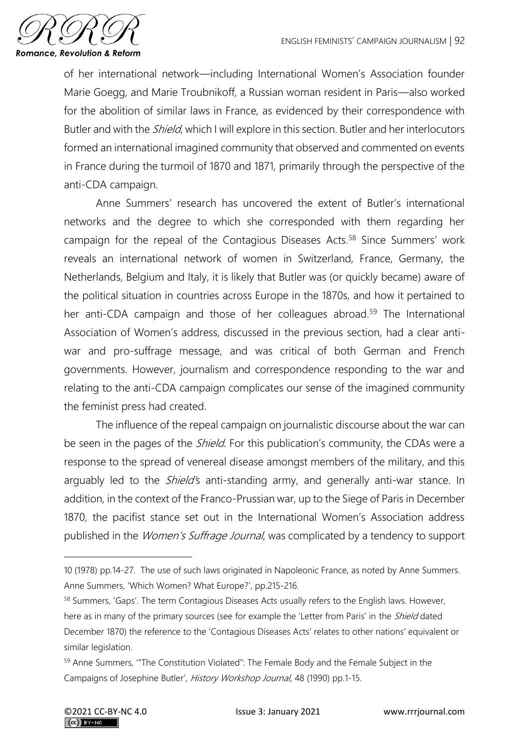of her international network—including International Women's Association founder Marie Goegg, and Marie Troubnikoff, a Russian woman resident in Paris—also worked for the abolition of similar laws in France, as evidenced by their correspondence with Butler and with the *Shield*, which I will explore in this section. Butler and her interlocutors formed an international imagined community that observed and commented on events in France during the turmoil of 1870 and 1871, primarily through the perspective of the anti-CDA campaign.

Anne Summers' research has uncovered the extent of Butler's international networks and the degree to which she corresponded with them regarding her campaign for the repeal of the Contagious Diseases Acts.[58] Since Summers' work reveals an international network of women in Switzerland, France, Germany, the Netherlands, Belgium and Italy, it is likely that Butler was (or quickly became) aware of the political situation in countries across Europe in the 1870s, and how it pertained to her anti-CDA campaign and those of her colleagues abroad.[59] The International Association of Women's address, discussed in the previous section, had a clear anti-war and pro-suffrage message, and was critical of both German and French governments. However, journalism and correspondence responding to the war and relating to the anti-CDA campaign complicates our sense of the imagined community the feminist press had created.

The influence of the repeal campaign on journalistic discourse about the war can be seen in the pages of the *Shield*. For this publication's community, the CDAs were a response to the spread of venereal disease amongst members of the military, and this arguably led to the *Shield*'s anti-standing army, and generally anti-war stance. In addition, in the context of the Franco-Prussian war, up to the Siege of Paris in December 1870, the pacifist stance set out in the International Women's Association address published in the *Women's Suffrage Journal*, was complicated by a tendency to support

---

10 (1978) pp.14-27. The use of such laws originated in Napoleonic France, as noted by Anne Summers. Anne Summers, 'Which Women? What Europe?', pp.215-216.

[58] Summers, 'Gaps'. The term Contagious Diseases Acts usually refers to the English laws. However, here as in many of the primary sources (see for example the 'Letter from Paris' in the *Shield* dated December 1870) the reference to the 'Contagious Diseases Acts' relates to other nations' equivalent or similar legislation.

[59] Anne Summers, '"The Constitution Violated": The Female Body and the Female Subject in the Campaigns of Josephine Butler', *History Workshop Journal*, 48 (1990) pp.1-15.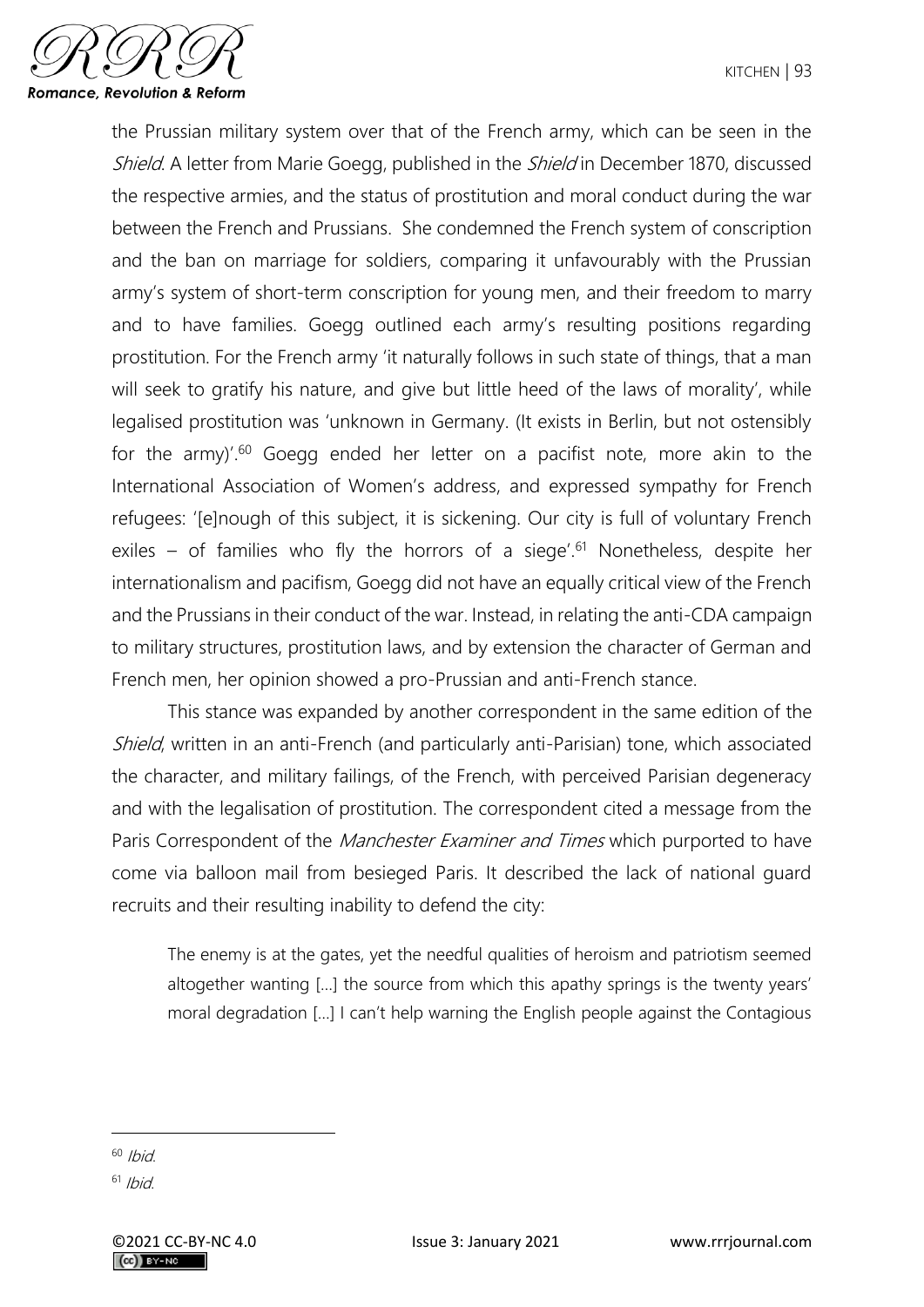the Prussian military system over that of the French army, which can be seen in the *Shield*. A letter from Marie Goegg, published in the *Shield* in December 1870, discussed the respective armies, and the status of prostitution and moral conduct during the war between the French and Prussians. She condemned the French system of conscription and the ban on marriage for soldiers, comparing it unfavourably with the Prussian army's system of short-term conscription for young men, and their freedom to marry and to have families. Goegg outlined each army's resulting positions regarding prostitution. For the French army 'it naturally follows in such state of things, that a man will seek to gratify his nature, and give but little heed of the laws of morality', while legalised prostitution was 'unknown in Germany. (It exists in Berlin, but not ostensibly for the army)'.[60] Goegg ended her letter on a pacifist note, more akin to the International Association of Women's address, and expressed sympathy for French refugees: '[e]nough of this subject, it is sickening. Our city is full of voluntary French exiles – of families who fly the horrors of a siege'.[61] Nonetheless, despite her internationalism and pacifism, Goegg did not have an equally critical view of the French and the Prussians in their conduct of the war. Instead, in relating the anti-CDA campaign to military structures, prostitution laws, and by extension the character of German and French men, her opinion showed a pro-Prussian and anti-French stance.

This stance was expanded by another correspondent in the same edition of the *Shield*, written in an anti-French (and particularly anti-Parisian) tone, which associated the character, and military failings, of the French, with perceived Parisian degeneracy and with the legalisation of prostitution. The correspondent cited a message from the Paris Correspondent of the *Manchester Examiner and Times* which purported to have come via balloon mail from besieged Paris. It described the lack of national guard recruits and their resulting inability to defend the city:

> The enemy is at the gates, yet the needful qualities of heroism and patriotism seemed altogether wanting […] the source from which this apathy springs is the twenty years' moral degradation […] I can't help warning the English people against the Contagious

---

[60] *Ibid.*

[61] *Ibid.*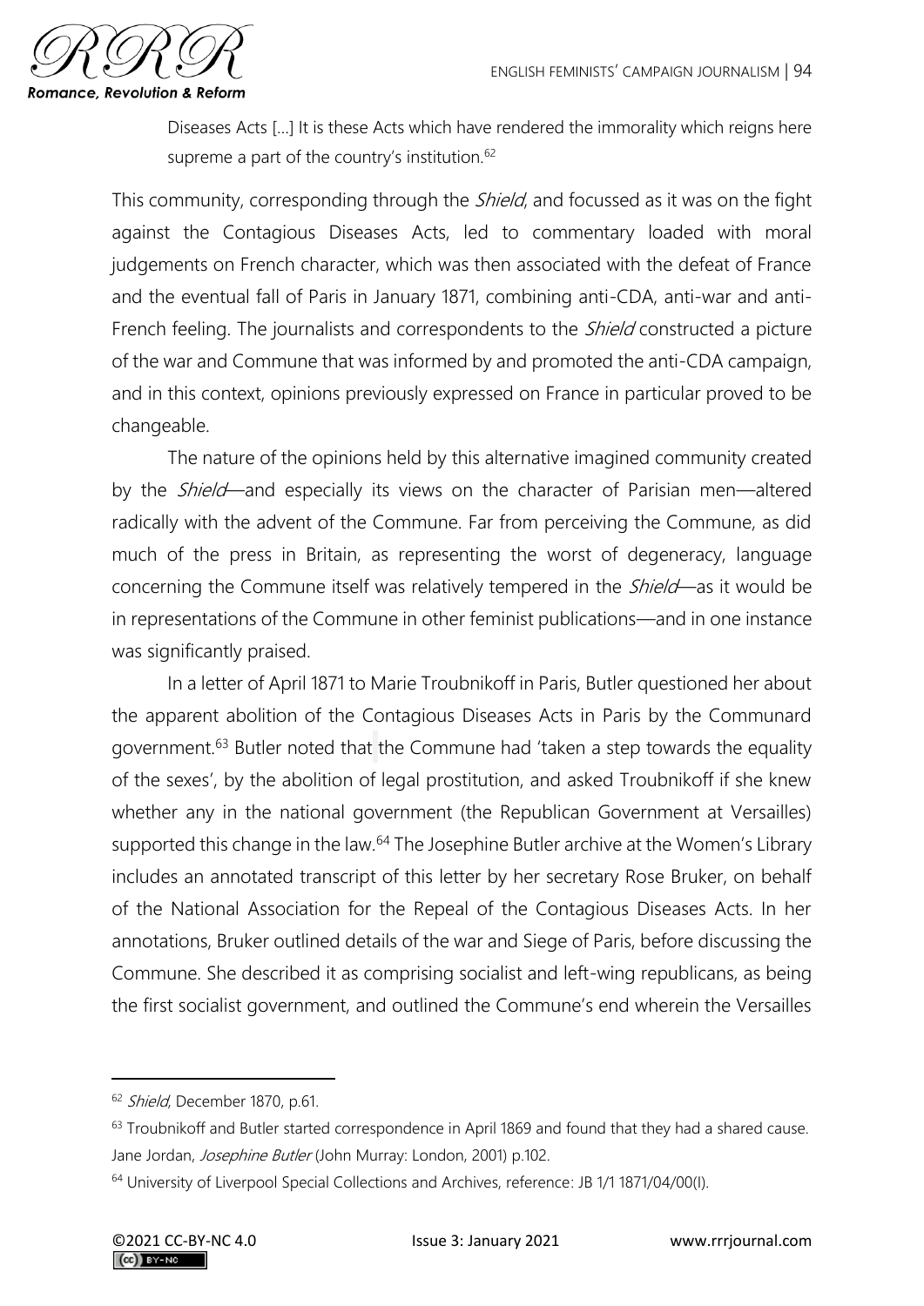Diseases Acts [...] It is these Acts which have rendered the immorality which reigns here supreme a part of the country's institution.[62]

This community, corresponding through the *Shield*, and focussed as it was on the fight against the Contagious Diseases Acts, led to commentary loaded with moral judgements on French character, which was then associated with the defeat of France and the eventual fall of Paris in January 1871, combining anti-CDA, anti-war and anti-French feeling. The journalists and correspondents to the *Shield* constructed a picture of the war and Commune that was informed by and promoted the anti-CDA campaign, and in this context, opinions previously expressed on France in particular proved to be changeable.

The nature of the opinions held by this alternative imagined community created by the *Shield*—and especially its views on the character of Parisian men—altered radically with the advent of the Commune. Far from perceiving the Commune, as did much of the press in Britain, as representing the worst of degeneracy, language concerning the Commune itself was relatively tempered in the *Shield*—as it would be in representations of the Commune in other feminist publications—and in one instance was significantly praised.

In a letter of April 1871 to Marie Troubnikoff in Paris, Butler questioned her about the apparent abolition of the Contagious Diseases Acts in Paris by the Communard government.[63] Butler noted that the Commune had 'taken a step towards the equality of the sexes', by the abolition of legal prostitution, and asked Troubnikoff if she knew whether any in the national government (the Republican Government at Versailles) supported this change in the law.[64] The Josephine Butler archive at the Women's Library includes an annotated transcript of this letter by her secretary Rose Bruker, on behalf of the National Association for the Repeal of the Contagious Diseases Acts. In her annotations, Bruker outlined details of the war and Siege of Paris, before discussing the Commune. She described it as comprising socialist and left-wing republicans, as being the first socialist government, and outlined the Commune's end wherein the Versailles

---

[62] *Shield*, December 1870, p.61.

[63] Troubnikoff and Butler started correspondence in April 1869 and found that they had a shared cause. Jane Jordan, *Josephine Butler* (John Murray: London, 2001) p.102.

[64] University of Liverpool Special Collections and Archives, reference: JB 1/1 1871/04/00(I).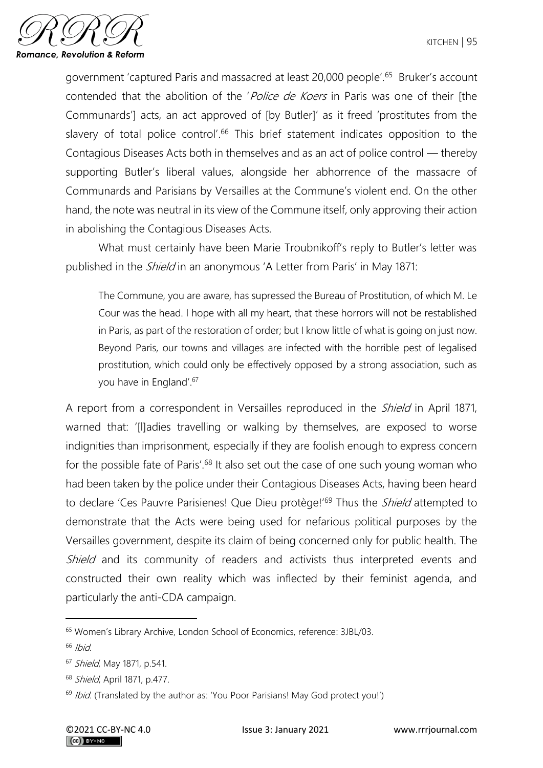government 'captured Paris and massacred at least 20,000 people'.[65] Bruker's account contended that the abolition of the '*Police de Koers* in Paris was one of their [the Communards'] acts, an act approved of [by Butler]' as it freed 'prostitutes from the slavery of total police control'.[66] This brief statement indicates opposition to the Contagious Diseases Acts both in themselves and as an act of police control — thereby supporting Butler's liberal values, alongside her abhorrence of the massacre of Communards and Parisians by Versailles at the Commune's violent end. On the other hand, the note was neutral in its view of the Commune itself, only approving their action in abolishing the Contagious Diseases Acts.

What must certainly have been Marie Troubnikoff's reply to Butler's letter was published in the *Shield* in an anonymous 'A Letter from Paris' in May 1871:

> The Commune, you are aware, has supressed the Bureau of Prostitution, of which M. Le Cour was the head. I hope with all my heart, that these horrors will not be restablished in Paris, as part of the restoration of order; but I know little of what is going on just now. Beyond Paris, our towns and villages are infected with the horrible pest of legalised prostitution, which could only be effectively opposed by a strong association, such as you have in England'.[67]

A report from a correspondent in Versailles reproduced in the *Shield* in April 1871, warned that: '[l]adies travelling or walking by themselves, are exposed to worse indignities than imprisonment, especially if they are foolish enough to express concern for the possible fate of Paris'.[68] It also set out the case of one such young woman who had been taken by the police under their Contagious Diseases Acts, having been heard to declare 'Ces Pauvre Parisienes! Que Dieu protège!'[69] Thus the *Shield* attempted to demonstrate that the Acts were being used for nefarious political purposes by the Versailles government, despite its claim of being concerned only for public health. The *Shield* and its community of readers and activists thus interpreted events and constructed their own reality which was inflected by their feminist agenda, and particularly the anti-CDA campaign.

---

[65] Women's Library Archive, London School of Economics, reference: 3JBL/03.

[66] *Ibid.*

[67] *Shield*, May 1871, p.541.

[68] *Shield*, April 1871, p.477.

[69] *Ibid.* (Translated by the author as: 'You Poor Parisians! May God protect you!')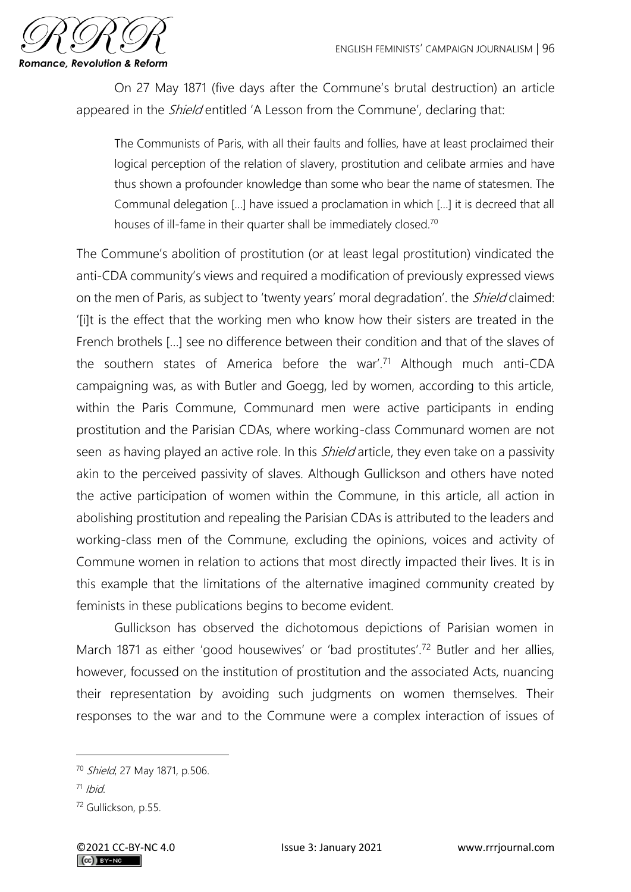On 27 May 1871 (five days after the Commune's brutal destruction) an article appeared in the *Shield* entitled 'A Lesson from the Commune', declaring that:

> The Communists of Paris, with all their faults and follies, have at least proclaimed their logical perception of the relation of slavery, prostitution and celibate armies and have thus shown a profounder knowledge than some who bear the name of statesmen. The Communal delegation [...] have issued a proclamation in which [...] it is decreed that all houses of ill-fame in their quarter shall be immediately closed.[70]

The Commune's abolition of prostitution (or at least legal prostitution) vindicated the anti-CDA community's views and required a modification of previously expressed views on the men of Paris, as subject to 'twenty years' moral degradation'. the *Shield* claimed: '[i]t is the effect that the working men who know how their sisters are treated in the French brothels [...] see no difference between their condition and that of the slaves of the southern states of America before the war'.[71] Although much anti-CDA campaigning was, as with Butler and Goegg, led by women, according to this article, within the Paris Commune, Communard men were active participants in ending prostitution and the Parisian CDAs, where working-class Communard women are not seen as having played an active role. In this *Shield* article, they even take on a passivity akin to the perceived passivity of slaves. Although Gullickson and others have noted the active participation of women within the Commune, in this article, all action in abolishing prostitution and repealing the Parisian CDAs is attributed to the leaders and working-class men of the Commune, excluding the opinions, voices and activity of Commune women in relation to actions that most directly impacted their lives. It is in this example that the limitations of the alternative imagined community created by feminists in these publications begins to become evident.

Gullickson has observed the dichotomous depictions of Parisian women in March 1871 as either 'good housewives' or 'bad prostitutes'.[72] Butler and her allies, however, focussed on the institution of prostitution and the associated Acts, nuancing their representation by avoiding such judgments on women themselves. Their responses to the war and to the Commune were a complex interaction of issues of

---

[70] *Shield*, 27 May 1871, p.506.

[71] *Ibid.*

[72] Gullickson, p.55.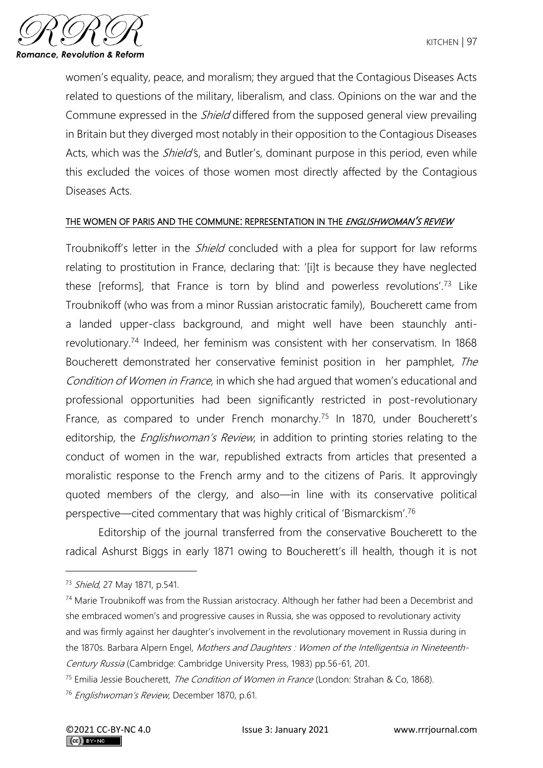women's equality, peace, and moralism; they argued that the Contagious Diseases Acts related to questions of the military, liberalism, and class. Opinions on the war and the Commune expressed in the *Shield* differed from the supposed general view prevailing in Britain but they diverged most notably in their opposition to the Contagious Diseases Acts, which was the *Shield*'s, and Butler's, dominant purpose in this period, even while this excluded the voices of those women most directly affected by the Contagious Diseases Acts.

#### THE WOMEN OF PARIS AND THE COMMUNE: REPRESENTATION IN THE *ENGLISHWOMAN'S REVIEW*

Troubnikoff's letter in the *Shield* concluded with a plea for support for law reforms relating to prostitution in France, declaring that: '[i]t is because they have neglected these [reforms], that France is torn by blind and powerless revolutions'.[73] Like Troubnikoff (who was from a minor Russian aristocratic family), Boucherett came from a landed upper-class background, and might well have been staunchly anti-revolutionary.[74] Indeed, her feminism was consistent with her conservatism. In 1868 Boucherett demonstrated her conservative feminist position in her pamphlet, *The Condition of Women in France,* in which she had argued that women's educational and professional opportunities had been significantly restricted in post-revolutionary France, as compared to under French monarchy.[75] In 1870, under Boucherett's editorship, the *Englishwoman's Review*, in addition to printing stories relating to the conduct of women in the war, republished extracts from articles that presented a moralistic response to the French army and to the citizens of Paris. It approvingly quoted members of the clergy, and also—in line with its conservative political perspective—cited commentary that was highly critical of 'Bismarckism'.[76]

Editorship of the journal transferred from the conservative Boucherett to the radical Ashurst Biggs in early 1871 owing to Boucherett's ill health, though it is not

---

[73] *Shield*, 27 May 1871, p.541.

[74] Marie Troubnikoff was from the Russian aristocracy. Although her father had been a Decembrist and she embraced women's and progressive causes in Russia, she was opposed to revolutionary activity and was firmly against her daughter's involvement in the revolutionary movement in Russia during in the 1870s. Barbara Alpern Engel, *Mothers and Daughters : Women of the Intelligentsia in Nineteenth-Century Russia* (Cambridge: Cambridge University Press, 1983) pp.56-61, 201.

[75] Emilia Jessie Boucherett, *The Condition of Women in France* (London: Strahan & Co, 1868).

[76] *Englishwoman's Review*, December 1870, p.61.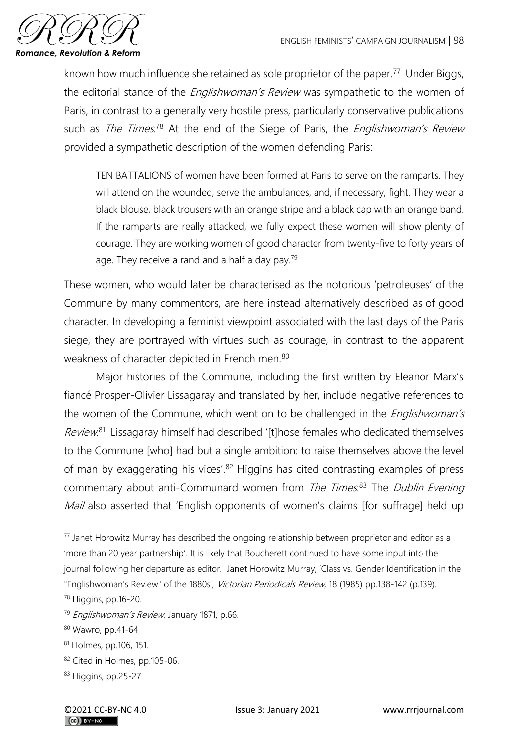known how much influence she retained as sole proprietor of the paper.[77] Under Biggs, the editorial stance of the *Englishwoman's Review* was sympathetic to the women of Paris, in contrast to a generally very hostile press, particularly conservative publications such as *The Times*.[78] At the end of the Siege of Paris, the *Englishwoman's Review* provided a sympathetic description of the women defending Paris:

> TEN BATTALIONS of women have been formed at Paris to serve on the ramparts. They will attend on the wounded, serve the ambulances, and, if necessary, fight. They wear a black blouse, black trousers with an orange stripe and a black cap with an orange band. If the ramparts are really attacked, we fully expect these women will show plenty of courage. They are working women of good character from twenty-five to forty years of age. They receive a rand and a half a day pay.[79]

These women, who would later be characterised as the notorious 'petroleuses' of the Commune by many commentors, are here instead alternatively described as of good character. In developing a feminist viewpoint associated with the last days of the Paris siege, they are portrayed with virtues such as courage, in contrast to the apparent weakness of character depicted in French men.[80]

Major histories of the Commune, including the first written by Eleanor Marx's fiancé Prosper-Olivier Lissagaray and translated by her, include negative references to the women of the Commune, which went on to be challenged in the *Englishwoman's Review*.[81] Lissagaray himself had described '[t]hose females who dedicated themselves to the Commune [who] had but a single ambition: to raise themselves above the level of man by exaggerating his vices'.[82] Higgins has cited contrasting examples of press commentary about anti-Communard women from *The Times*.[83] The *Dublin Evening Mail* also asserted that 'English opponents of women's claims [for suffrage] held up

---

[77] Janet Horowitz Murray has described the ongoing relationship between proprietor and editor as a 'more than 20 year partnership'. It is likely that Boucherett continued to have some input into the journal following her departure as editor. Janet Horowitz Murray, 'Class vs. Gender Identification in the "Englishwoman's Review" of the 1880s', *Victorian Periodicals Review*, 18 (1985) pp.138-142 (p.139).

[78] Higgins, pp.16-20.

[79] *Englishwoman's Review*, January 1871, p.66.

[80] Wawro, pp.41-64

[81] Holmes, pp.106, 151.

[82] Cited in Holmes, pp.105-06.

[83] Higgins, pp.25-27.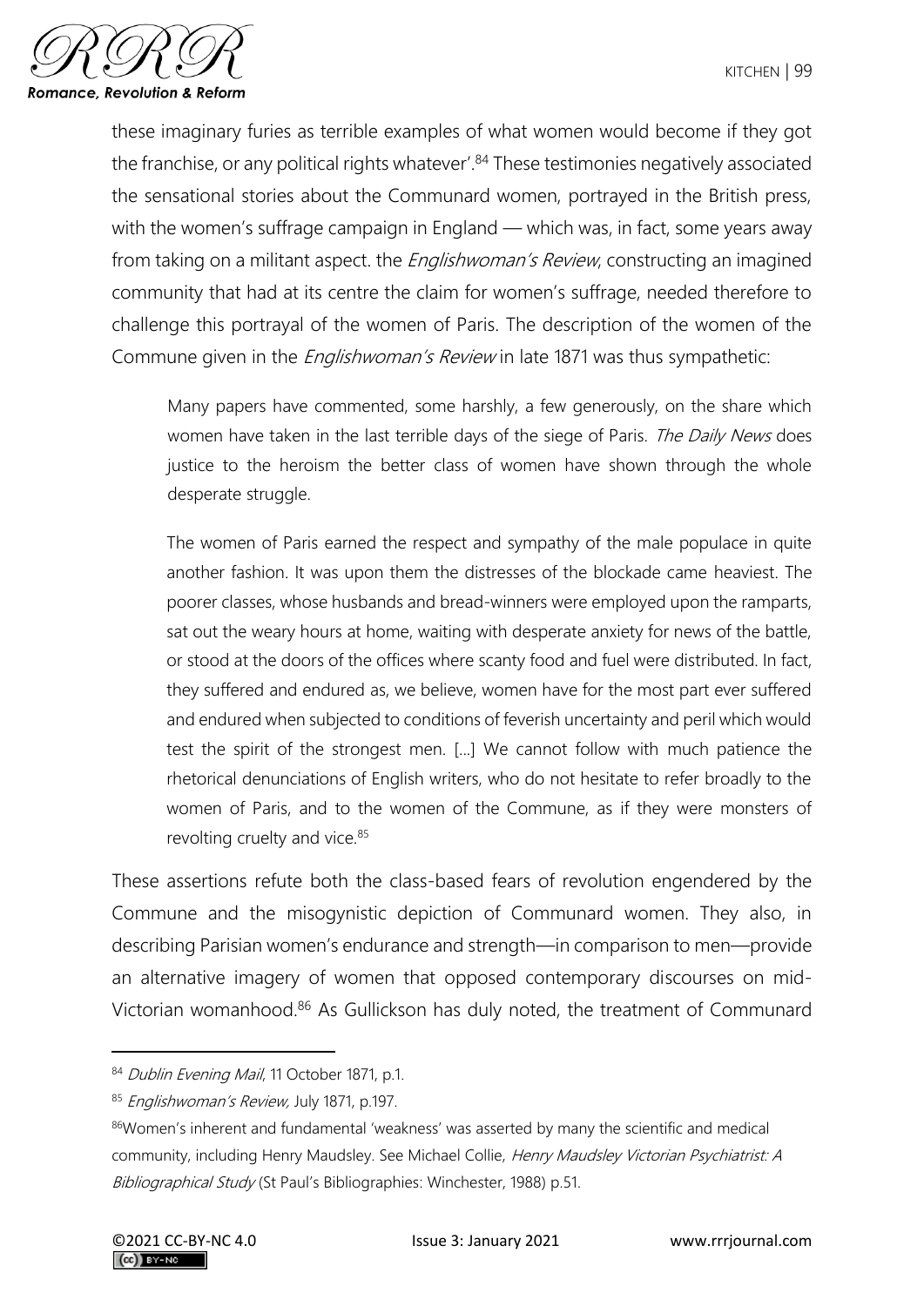these imaginary furies as terrible examples of what women would become if they got the franchise, or any political rights whatever'.[84] These testimonies negatively associated the sensational stories about the Communard women, portrayed in the British press, with the women's suffrage campaign in England — which was, in fact, some years away from taking on a militant aspect. the *Englishwoman's Review*, constructing an imagined community that had at its centre the claim for women's suffrage, needed therefore to challenge this portrayal of the women of Paris. The description of the women of the Commune given in the *Englishwoman's Review* in late 1871 was thus sympathetic:

> Many papers have commented, some harshly, a few generously, on the share which women have taken in the last terrible days of the siege of Paris. *The Daily News* does justice to the heroism the better class of women have shown through the whole desperate struggle.
>
> The women of Paris earned the respect and sympathy of the male populace in quite another fashion. It was upon them the distresses of the blockade came heaviest. The poorer classes, whose husbands and bread-winners were employed upon the ramparts, sat out the weary hours at home, waiting with desperate anxiety for news of the battle, or stood at the doors of the offices where scanty food and fuel were distributed. In fact, they suffered and endured as, we believe, women have for the most part ever suffered and endured when subjected to conditions of feverish uncertainty and peril which would test the spirit of the strongest men. [...] We cannot follow with much patience the rhetorical denunciations of English writers, who do not hesitate to refer broadly to the women of Paris, and to the women of the Commune, as if they were monsters of revolting cruelty and vice.[85]

These assertions refute both the class-based fears of revolution engendered by the Commune and the misogynistic depiction of Communard women. They also, in describing Parisian women's endurance and strength—in comparison to men—provide an alternative imagery of women that opposed contemporary discourses on mid-Victorian womanhood.[86] As Gullickson has duly noted, the treatment of Communard

---

[84] *Dublin Evening Mail*, 11 October 1871, p.1.

[85] *Englishwoman's Review,* July 1871, p.197.

[86] Women's inherent and fundamental 'weakness' was asserted by many the scientific and medical community, including Henry Maudsley. See Michael Collie, *Henry Maudsley Victorian Psychiatrist: A Bibliographical Study* (St Paul's Bibliographies: Winchester, 1988) p.51.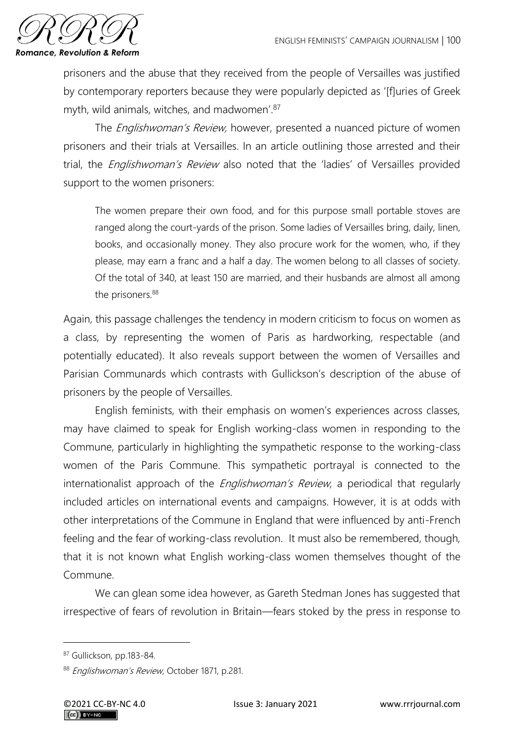prisoners and the abuse that they received from the people of Versailles was justified by contemporary reporters because they were popularly depicted as '[f]uries of Greek myth, wild animals, witches, and madwomen'.[87]

The *Englishwoman's Review,* however, presented a nuanced picture of women prisoners and their trials at Versailles. In an article outlining those arrested and their trial, the *Englishwoman's Review* also noted that the 'ladies' of Versailles provided support to the women prisoners:

> The women prepare their own food, and for this purpose small portable stoves are ranged along the court-yards of the prison. Some ladies of Versailles bring, daily, linen, books, and occasionally money. They also procure work for the women, who, if they please, may earn a franc and a half a day. The women belong to all classes of society. Of the total of 340, at least 150 are married, and their husbands are almost all among the prisoners.[88]

Again, this passage challenges the tendency in modern criticism to focus on women as a class, by representing the women of Paris as hardworking, respectable (and potentially educated). It also reveals support between the women of Versailles and Parisian Communards which contrasts with Gullickson's description of the abuse of prisoners by the people of Versailles.

English feminists, with their emphasis on women's experiences across classes, may have claimed to speak for English working-class women in responding to the Commune, particularly in highlighting the sympathetic response to the working-class women of the Paris Commune. This sympathetic portrayal is connected to the internationalist approach of the *Englishwoman's Review*, a periodical that regularly included articles on international events and campaigns. However, it is at odds with other interpretations of the Commune in England that were influenced by anti-French feeling and the fear of working-class revolution. It must also be remembered, though, that it is not known what English working-class women themselves thought of the Commune.

We can glean some idea however, as Gareth Stedman Jones has suggested that irrespective of fears of revolution in Britain—fears stoked by the press in response to

---

[87] Gullickson, pp.183-84.

[88] *Englishwoman's Review*, October 1871, p.281.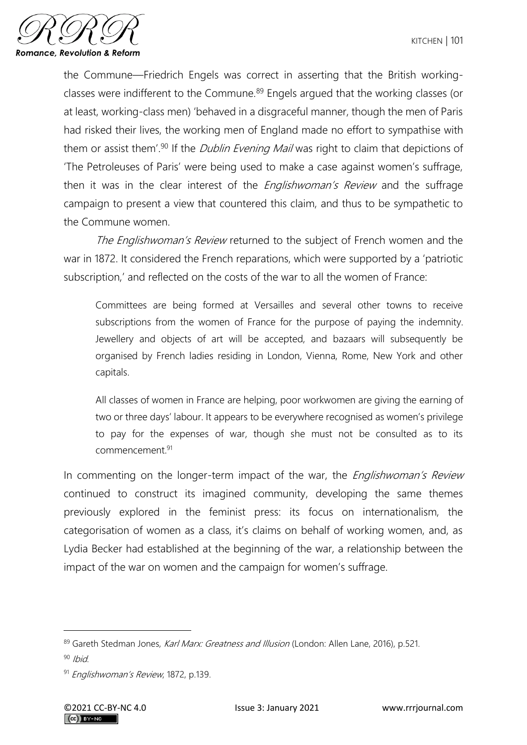the Commune—Friedrich Engels was correct in asserting that the British working-classes were indifferent to the Commune.[89] Engels argued that the working classes (or at least, working-class men) 'behaved in a disgraceful manner, though the men of Paris had risked their lives, the working men of England made no effort to sympathise with them or assist them'.[90] If the *Dublin Evening Mail* was right to claim that depictions of 'The Petroleuses of Paris' were being used to make a case against women's suffrage, then it was in the clear interest of the *Englishwoman's Review* and the suffrage campaign to present a view that countered this claim, and thus to be sympathetic to the Commune women.

*The Englishwoman's Review* returned to the subject of French women and the war in 1872. It considered the French reparations, which were supported by a 'patriotic subscription,' and reflected on the costs of the war to all the women of France:

> Committees are being formed at Versailles and several other towns to receive subscriptions from the women of France for the purpose of paying the indemnity. Jewellery and objects of art will be accepted, and bazaars will subsequently be organised by French ladies residing in London, Vienna, Rome, New York and other capitals.
>
> All classes of women in France are helping, poor workwomen are giving the earning of two or three days' labour. It appears to be everywhere recognised as women's privilege to pay for the expenses of war, though she must not be consulted as to its commencement.[91]

In commenting on the longer-term impact of the war, the *Englishwoman's Review* continued to construct its imagined community, developing the same themes previously explored in the feminist press: its focus on internationalism, the categorisation of women as a class, it's claims on behalf of working women, and, as Lydia Becker had established at the beginning of the war, a relationship between the impact of the war on women and the campaign for women's suffrage.

---

[89] Gareth Stedman Jones, *Karl Marx: Greatness and Illusion* (London: Allen Lane, 2016), p.521.

[90] *Ibid.*

[91] *Englishwoman's Review*, 1872, p.139.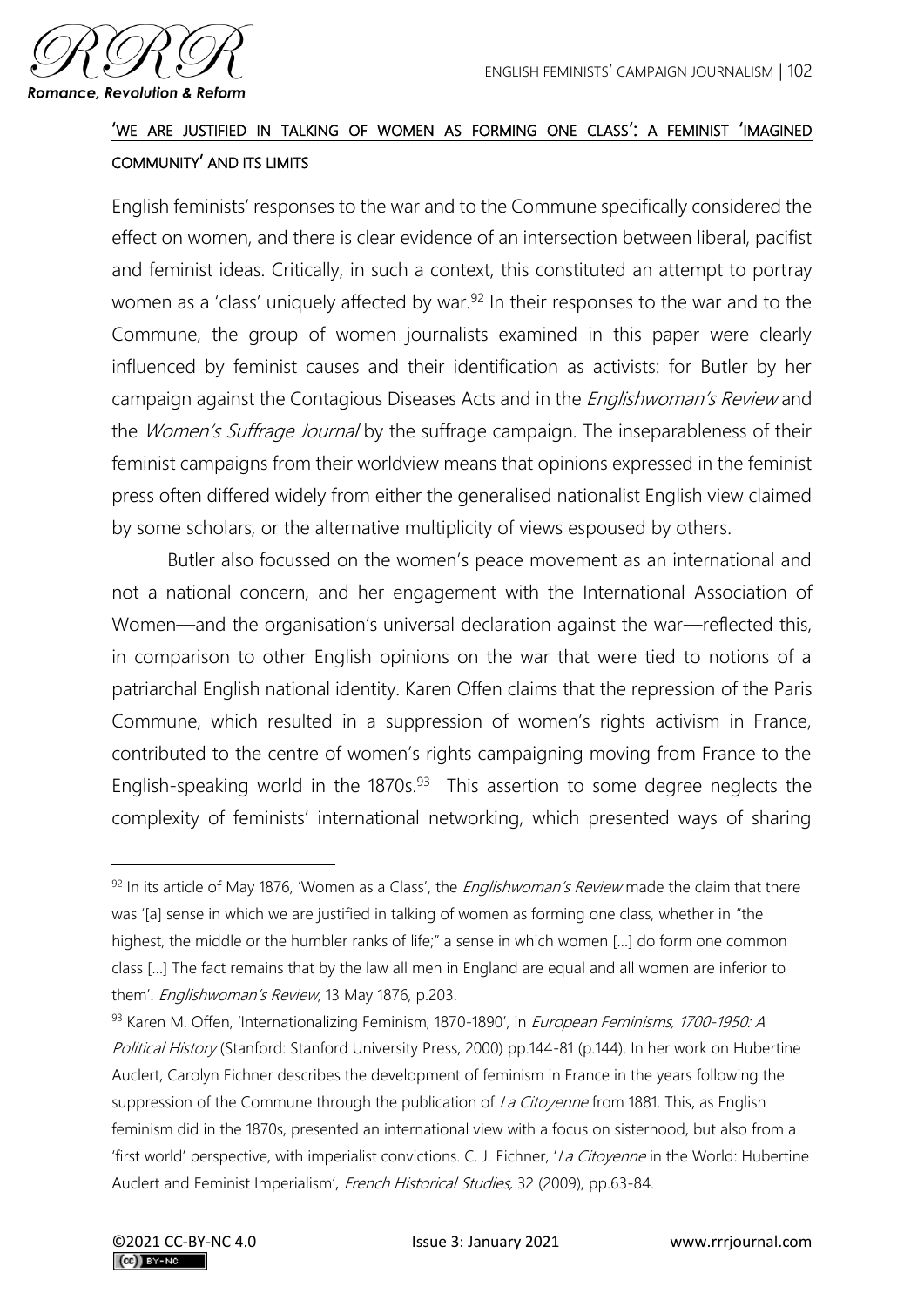## 'WE ARE JUSTIFIED IN TALKING OF WOMEN AS FORMING ONE CLASS': A FEMINIST 'IMAGINED COMMUNITY' AND ITS LIMITS

English feminists' responses to the war and to the Commune specifically considered the effect on women, and there is clear evidence of an intersection between liberal, pacifist and feminist ideas. Critically, in such a context, this constituted an attempt to portray women as a 'class' uniquely affected by war.[92] In their responses to the war and to the Commune, the group of women journalists examined in this paper were clearly influenced by feminist causes and their identification as activists: for Butler by her campaign against the Contagious Diseases Acts and in the *Englishwoman's Review* and the *Women's Suffrage Journal* by the suffrage campaign. The inseparableness of their feminist campaigns from their worldview means that opinions expressed in the feminist press often differed widely from either the generalised nationalist English view claimed by some scholars, or the alternative multiplicity of views espoused by others.

Butler also focussed on the women's peace movement as an international and not a national concern, and her engagement with the International Association of Women—and the organisation's universal declaration against the war—reflected this, in comparison to other English opinions on the war that were tied to notions of a patriarchal English national identity. Karen Offen claims that the repression of the Paris Commune, which resulted in a suppression of women's rights activism in France, contributed to the centre of women's rights campaigning moving from France to the English-speaking world in the 1870s.[93] This assertion to some degree neglects the complexity of feminists' international networking, which presented ways of sharing

---

[92] In its article of May 1876, 'Women as a Class', the *Englishwoman's Review* made the claim that there was '[a] sense in which we are justified in talking of women as forming one class, whether in "the highest, the middle or the humbler ranks of life;" a sense in which women [...] do form one common class [...] The fact remains that by the law all men in England are equal and all women are inferior to them'. *Englishwoman's Review*, 13 May 1876, p.203.

[93] Karen M. Offen, 'Internationalizing Feminism, 1870-1890', in *European Feminisms, 1700-1950: A Political History* (Stanford: Stanford University Press, 2000) pp.144-81 (p.144). In her work on Hubertine Auclert, Carolyn Eichner describes the development of feminism in France in the years following the suppression of the Commune through the publication of *La Citoyenne* from 1881. This, as English feminism did in the 1870s, presented an international view with a focus on sisterhood, but also from a 'first world' perspective, with imperialist convictions. C. J. Eichner, '*La Citoyenne* in the World: Hubertine Auclert and Feminist Imperialism', *French Historical Studies,* 32 (2009), pp.63-84.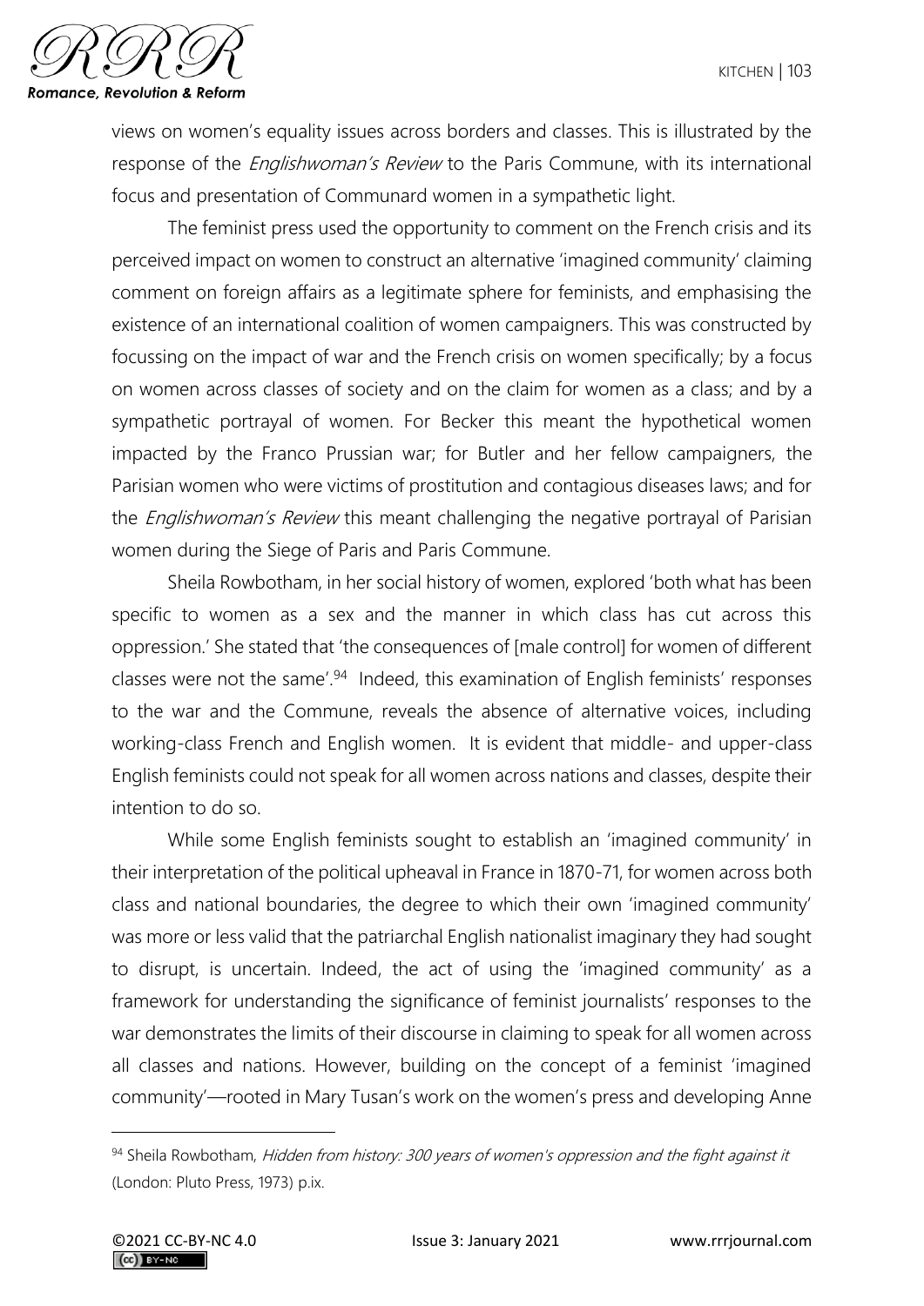views on women's equality issues across borders and classes. This is illustrated by the response of the *Englishwoman's Review* to the Paris Commune, with its international focus and presentation of Communard women in a sympathetic light.

The feminist press used the opportunity to comment on the French crisis and its perceived impact on women to construct an alternative 'imagined community' claiming comment on foreign affairs as a legitimate sphere for feminists, and emphasising the existence of an international coalition of women campaigners. This was constructed by focussing on the impact of war and the French crisis on women specifically; by a focus on women across classes of society and on the claim for women as a class; and by a sympathetic portrayal of women. For Becker this meant the hypothetical women impacted by the Franco Prussian war; for Butler and her fellow campaigners, the Parisian women who were victims of prostitution and contagious diseases laws; and for the *Englishwoman's Review* this meant challenging the negative portrayal of Parisian women during the Siege of Paris and Paris Commune.

Sheila Rowbotham, in her social history of women, explored 'both what has been specific to women as a sex and the manner in which class has cut across this oppression.' She stated that 'the consequences of [male control] for women of different classes were not the same'.[94] Indeed, this examination of English feminists' responses to the war and the Commune, reveals the absence of alternative voices, including working-class French and English women. It is evident that middle- and upper-class English feminists could not speak for all women across nations and classes, despite their intention to do so.

While some English feminists sought to establish an 'imagined community' in their interpretation of the political upheaval in France in 1870-71, for women across both class and national boundaries, the degree to which their own 'imagined community' was more or less valid that the patriarchal English nationalist imaginary they had sought to disrupt, is uncertain. Indeed, the act of using the 'imagined community' as a framework for understanding the significance of feminist journalists' responses to the war demonstrates the limits of their discourse in claiming to speak for all women across all classes and nations. However, building on the concept of a feminist 'imagined community'—rooted in Mary Tusan's work on the women's press and developing Anne

---

[94] Sheila Rowbotham, *Hidden from history: 300 years of women's oppression and the fight against it* (London: Pluto Press, 1973) p.ix.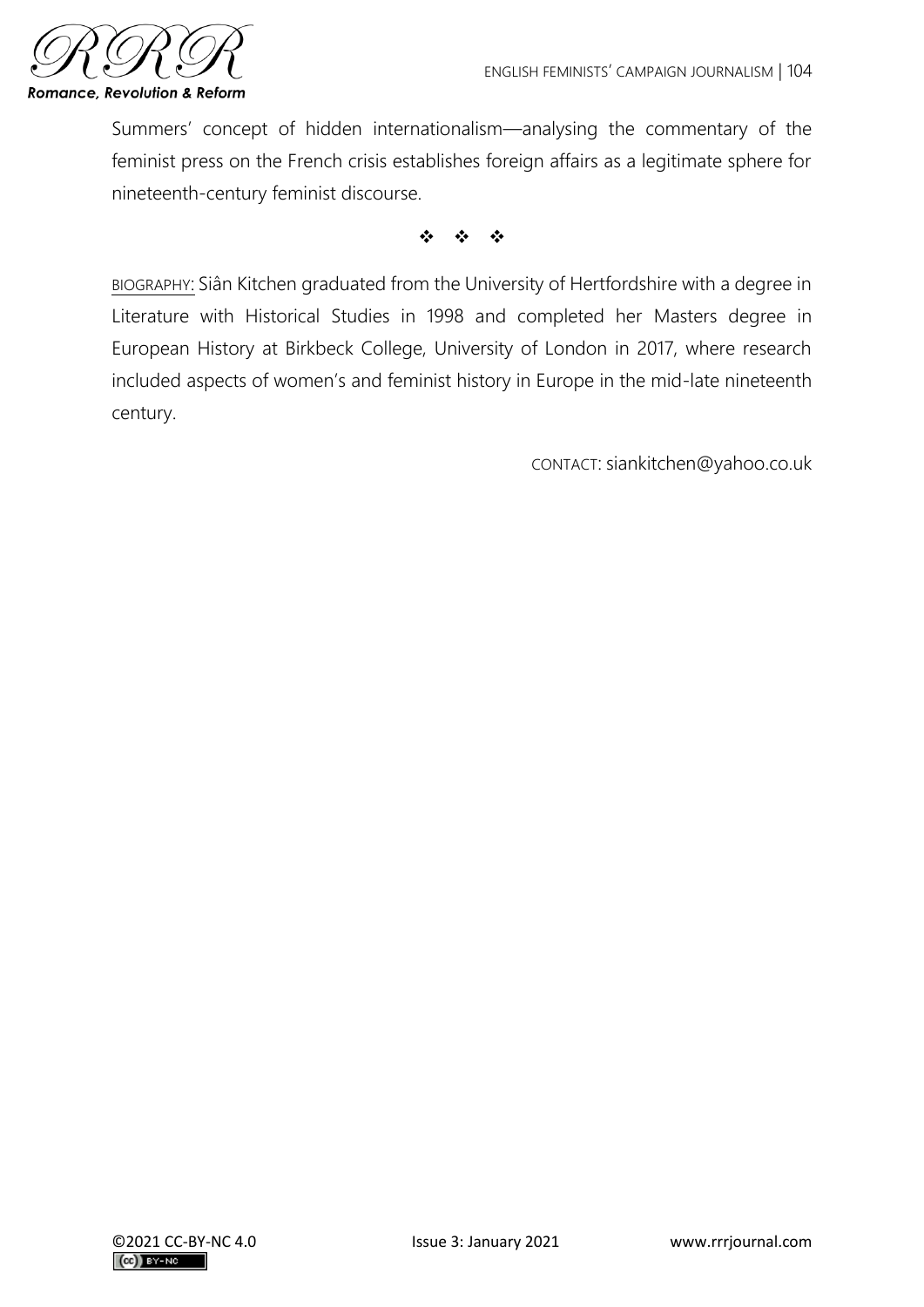Summers' concept of hidden internationalism—analysing the commentary of the feminist press on the French crisis establishes foreign affairs as a legitimate sphere for nineteenth-century feminist discourse.

❖ ❖ ❖

BIOGRAPHY: Siân Kitchen graduated from the University of Hertfordshire with a degree in Literature with Historical Studies in 1998 and completed her Masters degree in European History at Birkbeck College, University of London in 2017, where research included aspects of women's and feminist history in Europe in the mid-late nineteenth century.

CONTACT: siankitchen@yahoo.co.uk